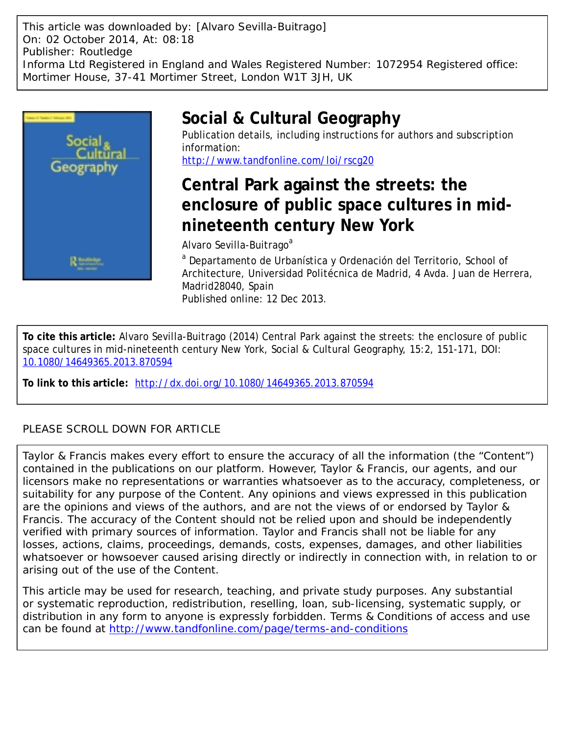This article was downloaded by: [Alvaro Sevilla-Buitrago]
On: 02 October 2014, At: 08:18
Publisher: Routledge
Informa Ltd Registered in England and Wales Registered Number: 1072954 Registered office: Mortimer House, 37-41 Mortimer Street, London W1T 3JH, UK

# Social & Cultural Geography

Publication details, including instructions for authors and subscription information:
http://www.tandfonline.com/loi/rscg20

## Central Park against the streets: the enclosure of public space cultures in mid-nineteenth century New York

Alvaro Sevilla-Buitrago[a]

[a] Departamento de Urbanística y Ordenación del Territorio, School of Architecture, Universidad Politécnica de Madrid, 4 Avda. Juan de Herrera, Madrid28040, Spain

Published online: 12 Dec 2013.

**To cite this article:** Alvaro Sevilla-Buitrago (2014) Central Park against the streets: the enclosure of public space cultures in mid-nineteenth century New York, Social & Cultural Geography, 15:2, 151-171, DOI: 10.1080/14649365.2013.870594

**To link to this article:** http://dx.doi.org/10.1080/14649365.2013.870594

PLEASE SCROLL DOWN FOR ARTICLE

Taylor & Francis makes every effort to ensure the accuracy of all the information (the "Content") contained in the publications on our platform. However, Taylor & Francis, our agents, and our licensors make no representations or warranties whatsoever as to the accuracy, completeness, or suitability for any purpose of the Content. Any opinions and views expressed in this publication are the opinions and views of the authors, and are not the views of or endorsed by Taylor & Francis. The accuracy of the Content should not be relied upon and should be independently verified with primary sources of information. Taylor and Francis shall not be liable for any losses, actions, claims, proceedings, demands, costs, expenses, damages, and other liabilities whatsoever or howsoever caused arising directly or indirectly in connection with, in relation to or arising out of the use of the Content.

This article may be used for research, teaching, and private study purposes. Any substantial or systematic reproduction, redistribution, reselling, loan, sub-licensing, systematic supply, or distribution in any form to anyone is expressly forbidden. Terms & Conditions of access and use can be found at http://www.tandfonline.com/page/terms-and-conditions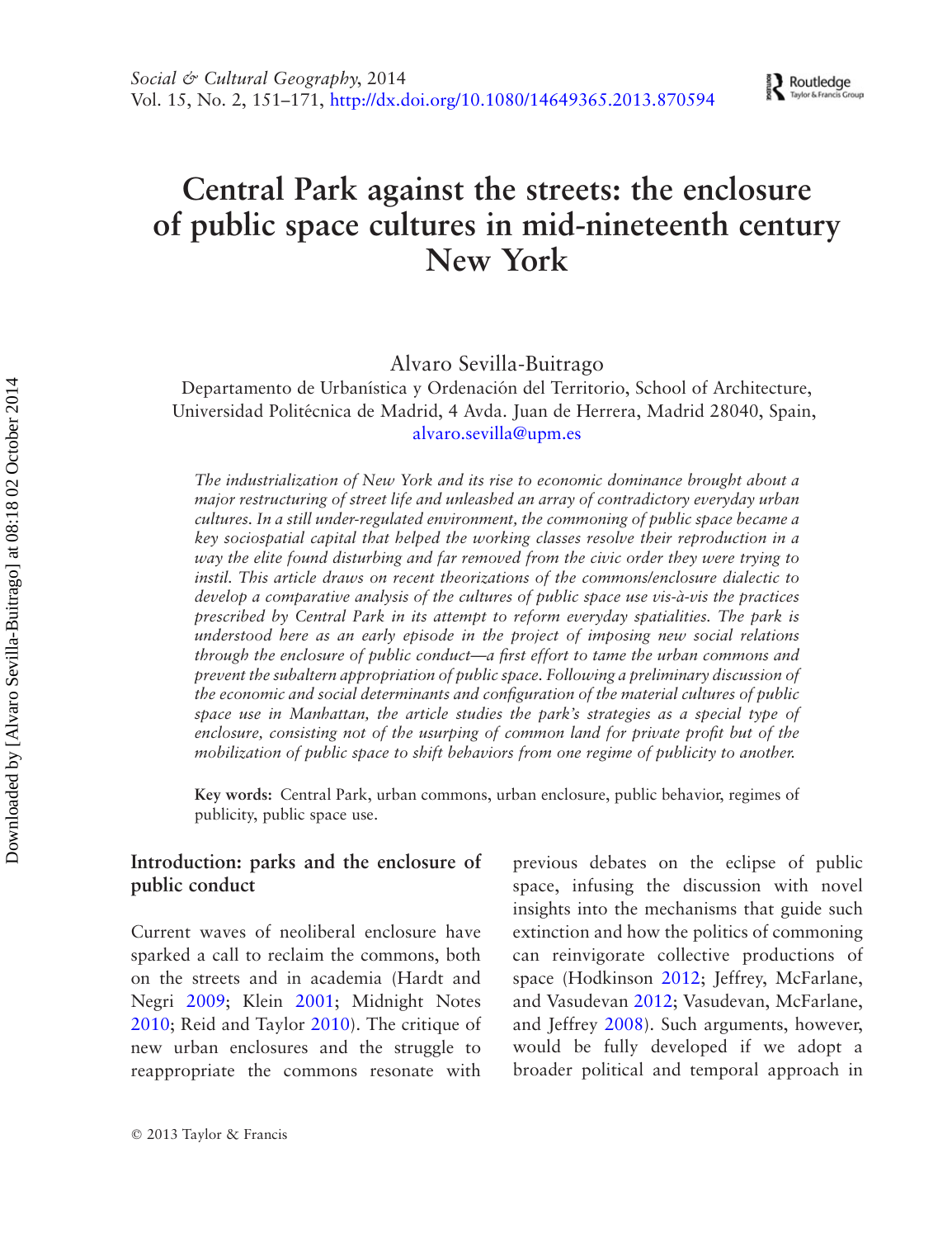# Central Park against the streets: the enclosure of public space cultures in mid-nineteenth century New York

Alvaro Sevilla-Buitrago

Departamento de Urbanística y Ordenación del Territorio, School of Architecture, Universidad Politécnica de Madrid, 4 Avda. Juan de Herrera, Madrid 28040, Spain, alvaro.sevilla@upm.es

*The industrialization of New York and its rise to economic dominance brought about a major restructuring of street life and unleashed an array of contradictory everyday urban cultures. In a still under-regulated environment, the commoning of public space became a key sociospatial capital that helped the working classes resolve their reproduction in a way the elite found disturbing and far removed from the civic order they were trying to instil. This article draws on recent theorizations of the commons/enclosure dialectic to develop a comparative analysis of the cultures of public space use vis-à-vis the practices prescribed by Central Park in its attempt to reform everyday spatialities. The park is understood here as an early episode in the project of imposing new social relations through the enclosure of public conduct—a first effort to tame the urban commons and prevent the subaltern appropriation of public space. Following a preliminary discussion of the economic and social determinants and configuration of the material cultures of public space use in Manhattan, the article studies the park's strategies as a special type of enclosure, consisting not of the usurping of common land for private profit but of the mobilization of public space to shift behaviors from one regime of publicity to another.*

**Key words:** Central Park, urban commons, urban enclosure, public behavior, regimes of publicity, public space use.

## Introduction: parks and the enclosure of public conduct

Current waves of neoliberal enclosure have sparked a call to reclaim the commons, both on the streets and in academia (Hardt and Negri 2009; Klein 2001; Midnight Notes 2010; Reid and Taylor 2010). The critique of new urban enclosures and the struggle to reappropriate the commons resonate with previous debates on the eclipse of public space, infusing the discussion with novel insights into the mechanisms that guide such extinction and how the politics of commoning can reinvigorate collective productions of space (Hodkinson 2012; Jeffrey, McFarlane, and Vasudevan 2012; Vasudevan, McFarlane, and Jeffrey 2008). Such arguments, however, would be fully developed if we adopt a broader political and temporal approach in

© 2013 Taylor & Francis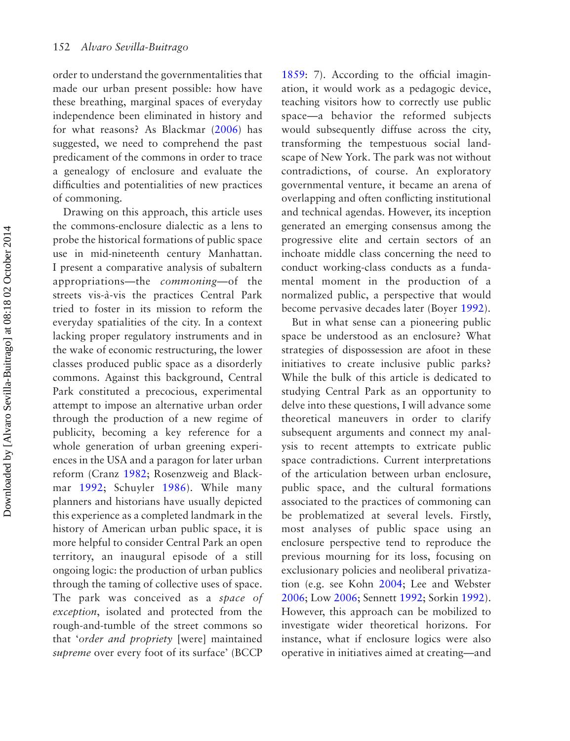order to understand the governmentalities that made our urban present possible: how have these breathing, marginal spaces of everyday independence been eliminated in history and for what reasons? As Blackmar (2006) has suggested, we need to comprehend the past predicament of the commons in order to trace a genealogy of enclosure and evaluate the difficulties and potentialities of new practices of commoning.

Drawing on this approach, this article uses the commons-enclosure dialectic as a lens to probe the historical formations of public space use in mid-nineteenth century Manhattan. I present a comparative analysis of subaltern appropriations—the *commoning*—of the streets vis-à-vis the practices Central Park tried to foster in its mission to reform the everyday spatialities of the city. In a context lacking proper regulatory instruments and in the wake of economic restructuring, the lower classes produced public space as a disorderly commons. Against this background, Central Park constituted a precocious, experimental attempt to impose an alternative urban order through the production of a new regime of publicity, becoming a key reference for a whole generation of urban greening experiences in the USA and a paragon for later urban reform (Cranz 1982; Rosenzweig and Blackmar 1992; Schuyler 1986). While many planners and historians have usually depicted this experience as a completed landmark in the history of American urban public space, it is more helpful to consider Central Park an open territory, an inaugural episode of a still ongoing logic: the production of urban publics through the taming of collective uses of space. The park was conceived as a *space of exception*, isolated and protected from the rough-and-tumble of the street commons so that '*order and propriety* [were] maintained *supreme* over every foot of its surface' (BCCP 1859: 7). According to the official imagination, it would work as a pedagogic device, teaching visitors how to correctly use public space—a behavior the reformed subjects would subsequently diffuse across the city, transforming the tempestuous social landscape of New York. The park was not without contradictions, of course. An exploratory governmental venture, it became an arena of overlapping and often conflicting institutional and technical agendas. However, its inception generated an emerging consensus among the progressive elite and certain sectors of an inchoate middle class concerning the need to conduct working-class conducts as a fundamental moment in the production of a normalized public, a perspective that would become pervasive decades later (Boyer 1992).

But in what sense can a pioneering public space be understood as an enclosure? What strategies of dispossession are afoot in these initiatives to create inclusive public parks? While the bulk of this article is dedicated to studying Central Park as an opportunity to delve into these questions, I will advance some theoretical maneuvers in order to clarify subsequent arguments and connect my analysis to recent attempts to extricate public space contradictions. Current interpretations of the articulation between urban enclosure, public space, and the cultural formations associated to the practices of commoning can be problematized at several levels. Firstly, most analyses of public space using an enclosure perspective tend to reproduce the previous mourning for its loss, focusing on exclusionary policies and neoliberal privatization (e.g. see Kohn 2004; Lee and Webster 2006; Low 2006; Sennett 1992; Sorkin 1992). However, this approach can be mobilized to investigate wider theoretical horizons. For instance, what if enclosure logics were also operative in initiatives aimed at creating—and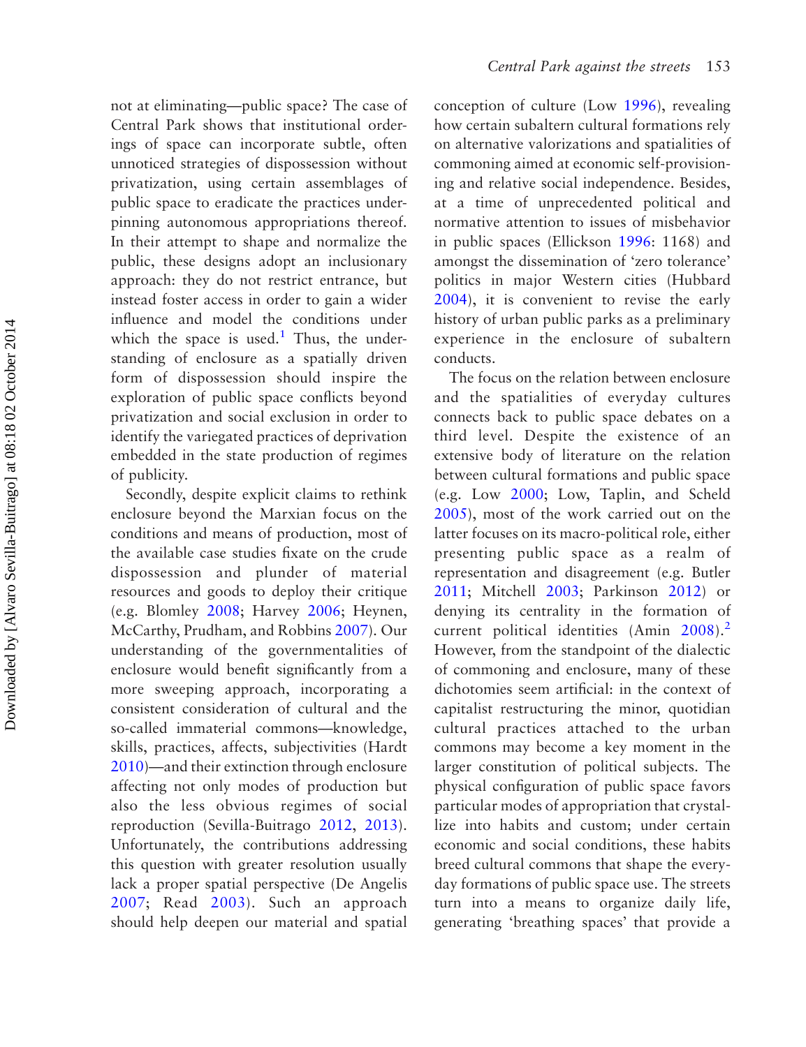not at eliminating—public space? The case of Central Park shows that institutional orderings of space can incorporate subtle, often unnoticed strategies of dispossession without privatization, using certain assemblages of public space to eradicate the practices underpinning autonomous appropriations thereof. In their attempt to shape and normalize the public, these designs adopt an inclusionary approach: they do not restrict entrance, but instead foster access in order to gain a wider influence and model the conditions under which the space is used.[1] Thus, the understanding of enclosure as a spatially driven form of dispossession should inspire the exploration of public space conflicts beyond privatization and social exclusion in order to identify the variegated practices of deprivation embedded in the state production of regimes of publicity.

Secondly, despite explicit claims to rethink enclosure beyond the Marxian focus on the conditions and means of production, most of the available case studies fixate on the crude dispossession and plunder of material resources and goods to deploy their critique (e.g. Blomley 2008; Harvey 2006; Heynen, McCarthy, Prudham, and Robbins 2007). Our understanding of the governmentalities of enclosure would benefit significantly from a more sweeping approach, incorporating a consistent consideration of cultural and the so-called immaterial commons—knowledge, skills, practices, affects, subjectivities (Hardt 2010)—and their extinction through enclosure affecting not only modes of production but also the less obvious regimes of social reproduction (Sevilla-Buitrago 2012, 2013). Unfortunately, the contributions addressing this question with greater resolution usually lack a proper spatial perspective (De Angelis 2007; Read 2003). Such an approach should help deepen our material and spatial conception of culture (Low 1996), revealing how certain subaltern cultural formations rely on alternative valorizations and spatialities of commoning aimed at economic self-provisioning and relative social independence. Besides, at a time of unprecedented political and normative attention to issues of misbehavior in public spaces (Ellickson 1996: 1168) and amongst the dissemination of 'zero tolerance' politics in major Western cities (Hubbard 2004), it is convenient to revise the early history of urban public parks as a preliminary experience in the enclosure of subaltern conducts.

The focus on the relation between enclosure and the spatialities of everyday cultures connects back to public space debates on a third level. Despite the existence of an extensive body of literature on the relation between cultural formations and public space (e.g. Low 2000; Low, Taplin, and Scheld 2005), most of the work carried out on the latter focuses on its macro-political role, either presenting public space as a realm of representation and disagreement (e.g. Butler 2011; Mitchell 2003; Parkinson 2012) or denying its centrality in the formation of current political identities (Amin 2008).[2] However, from the standpoint of the dialectic of commoning and enclosure, many of these dichotomies seem artificial: in the context of capitalist restructuring the minor, quotidian cultural practices attached to the urban commons may become a key moment in the larger constitution of political subjects. The physical configuration of public space favors particular modes of appropriation that crystallize into habits and custom; under certain economic and social conditions, these habits breed cultural commons that shape the everyday formations of public space use. The streets turn into a means to organize daily life, generating 'breathing spaces' that provide a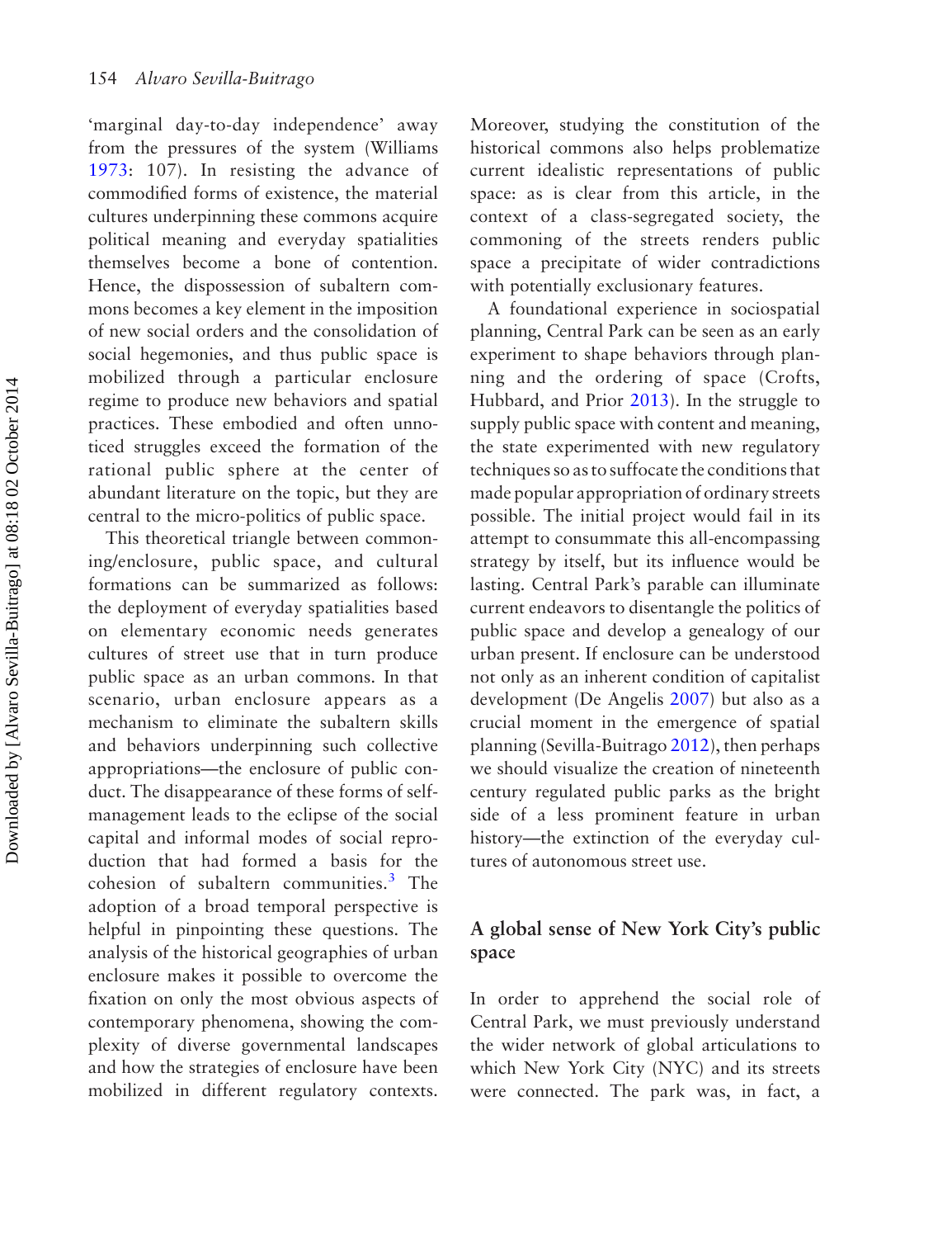'marginal day-to-day independence' away from the pressures of the system (Williams 1973: 107). In resisting the advance of commodified forms of existence, the material cultures underpinning these commons acquire political meaning and everyday spatialities themselves become a bone of contention. Hence, the dispossession of subaltern commons becomes a key element in the imposition of new social orders and the consolidation of social hegemonies, and thus public space is mobilized through a particular enclosure regime to produce new behaviors and spatial practices. These embodied and often unnoticed struggles exceed the formation of the rational public sphere at the center of abundant literature on the topic, but they are central to the micro-politics of public space.

This theoretical triangle between commoning/enclosure, public space, and cultural formations can be summarized as follows: the deployment of everyday spatialities based on elementary economic needs generates cultures of street use that in turn produce public space as an urban commons. In that scenario, urban enclosure appears as a mechanism to eliminate the subaltern skills and behaviors underpinning such collective appropriations—the enclosure of public conduct. The disappearance of these forms of self-management leads to the eclipse of the social capital and informal modes of social reproduction that had formed a basis for the cohesion of subaltern communities.[3] The adoption of a broad temporal perspective is helpful in pinpointing these questions. The analysis of the historical geographies of urban enclosure makes it possible to overcome the fixation on only the most obvious aspects of contemporary phenomena, showing the complexity of diverse governmental landscapes and how the strategies of enclosure have been mobilized in different regulatory contexts. Moreover, studying the constitution of the historical commons also helps problematize current idealistic representations of public space: as is clear from this article, in the context of a class-segregated society, the commoning of the streets renders public space a precipitate of wider contradictions with potentially exclusionary features.

A foundational experience in sociospatial planning, Central Park can be seen as an early experiment to shape behaviors through planning and the ordering of space (Crofts, Hubbard, and Prior 2013). In the struggle to supply public space with content and meaning, the state experimented with new regulatory techniques so as to suffocate the conditions that made popular appropriation of ordinary streets possible. The initial project would fail in its attempt to consummate this all-encompassing strategy by itself, but its influence would be lasting. Central Park's parable can illuminate current endeavors to disentangle the politics of public space and develop a genealogy of our urban present. If enclosure can be understood not only as an inherent condition of capitalist development (De Angelis 2007) but also as a crucial moment in the emergence of spatial planning (Sevilla-Buitrago 2012), then perhaps we should visualize the creation of nineteenth century regulated public parks as the bright side of a less prominent feature in urban history—the extinction of the everyday cultures of autonomous street use.

## A global sense of New York City's public space

In order to apprehend the social role of Central Park, we must previously understand the wider network of global articulations to which New York City (NYC) and its streets were connected. The park was, in fact, a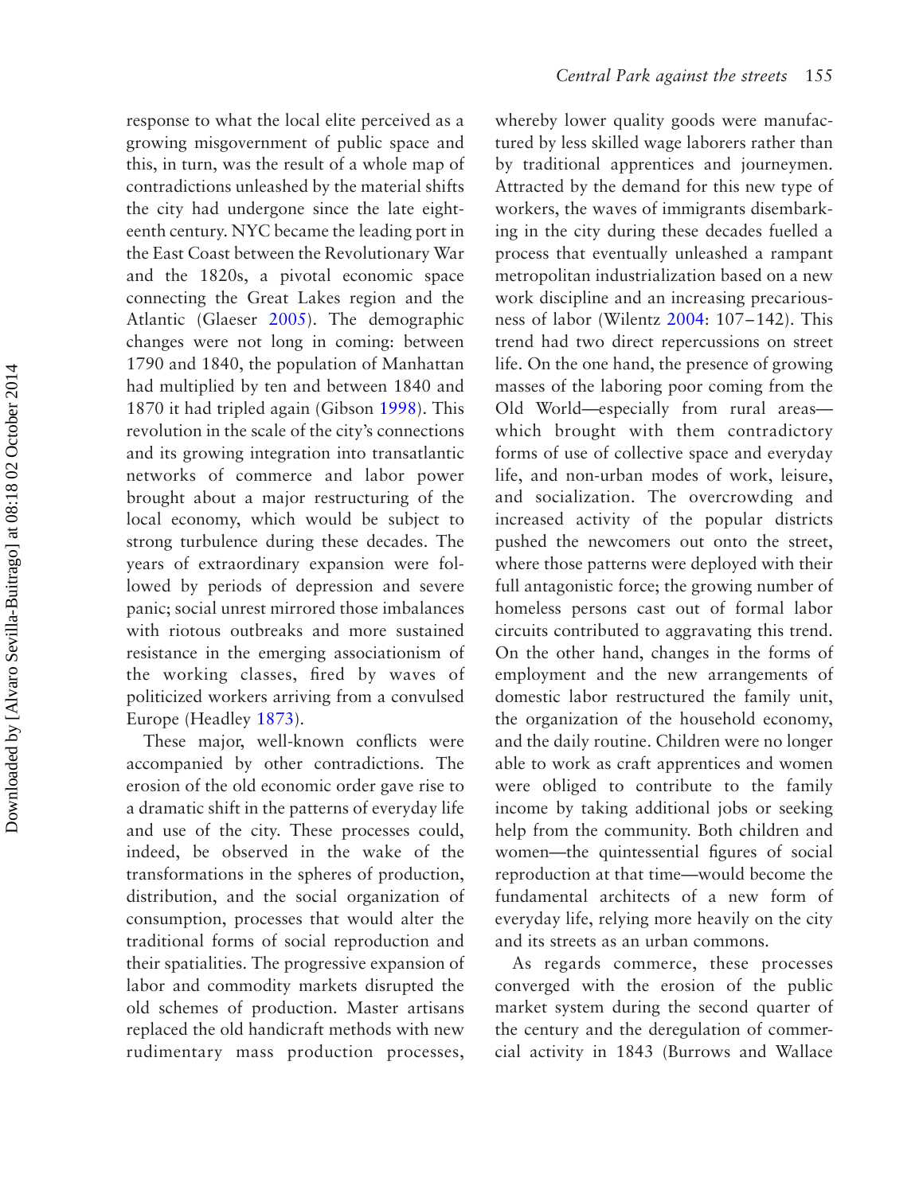response to what the local elite perceived as a growing misgovernment of public space and this, in turn, was the result of a whole map of contradictions unleashed by the material shifts the city had undergone since the late eighteenth century. NYC became the leading port in the East Coast between the Revolutionary War and the 1820s, a pivotal economic space connecting the Great Lakes region and the Atlantic (Glaeser 2005). The demographic changes were not long in coming: between 1790 and 1840, the population of Manhattan had multiplied by ten and between 1840 and 1870 it had tripled again (Gibson 1998). This revolution in the scale of the city's connections and its growing integration into transatlantic networks of commerce and labor power brought about a major restructuring of the local economy, which would be subject to strong turbulence during these decades. The years of extraordinary expansion were followed by periods of depression and severe panic; social unrest mirrored those imbalances with riotous outbreaks and more sustained resistance in the emerging associationism of the working classes, fired by waves of politicized workers arriving from a convulsed Europe (Headley 1873).

These major, well-known conflicts were accompanied by other contradictions. The erosion of the old economic order gave rise to a dramatic shift in the patterns of everyday life and use of the city. These processes could, indeed, be observed in the wake of the transformations in the spheres of production, distribution, and the social organization of consumption, processes that would alter the traditional forms of social reproduction and their spatialities. The progressive expansion of labor and commodity markets disrupted the old schemes of production. Master artisans replaced the old handicraft methods with new rudimentary mass production processes, whereby lower quality goods were manufactured by less skilled wage laborers rather than by traditional apprentices and journeymen. Attracted by the demand for this new type of workers, the waves of immigrants disembarking in the city during these decades fuelled a process that eventually unleashed a rampant metropolitan industrialization based on a new work discipline and an increasing precariousness of labor (Wilentz 2004: 107–142). This trend had two direct repercussions on street life. On the one hand, the presence of growing masses of the laboring poor coming from the Old World—especially from rural areas—which brought with them contradictory forms of use of collective space and everyday life, and non-urban modes of work, leisure, and socialization. The overcrowding and increased activity of the popular districts pushed the newcomers out onto the street, where those patterns were deployed with their full antagonistic force; the growing number of homeless persons cast out of formal labor circuits contributed to aggravating this trend. On the other hand, changes in the forms of employment and the new arrangements of domestic labor restructured the family unit, the organization of the household economy, and the daily routine. Children were no longer able to work as craft apprentices and women were obliged to contribute to the family income by taking additional jobs or seeking help from the community. Both children and women—the quintessential figures of social reproduction at that time—would become the fundamental architects of a new form of everyday life, relying more heavily on the city and its streets as an urban commons.

As regards commerce, these processes converged with the erosion of the public market system during the second quarter of the century and the deregulation of commercial activity in 1843 (Burrows and Wallace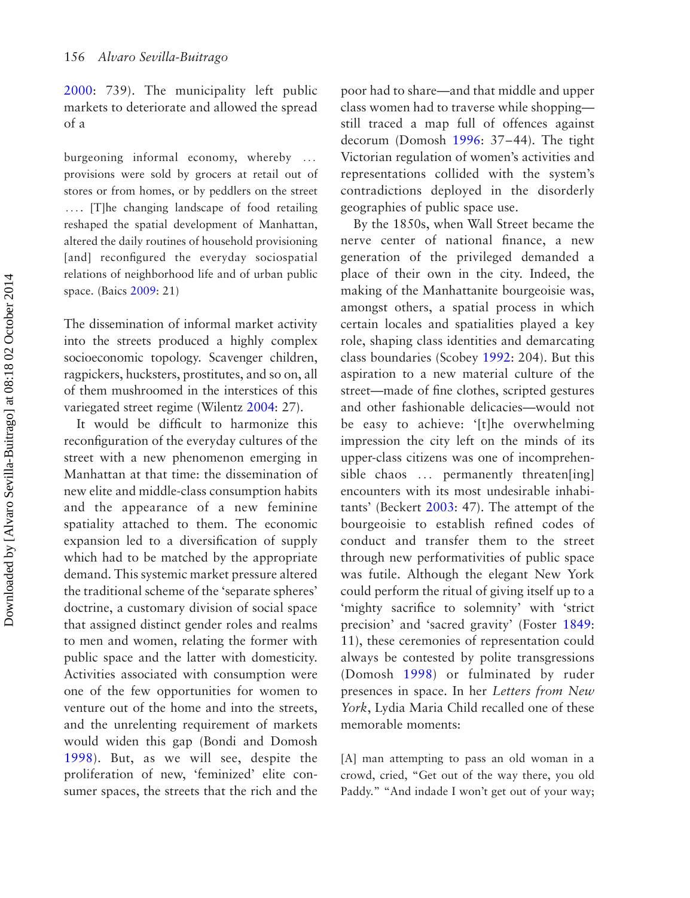2000: 739). The municipality left public markets to deteriorate and allowed the spread of a

> burgeoning informal economy, whereby … provisions were sold by grocers at retail out of stores or from homes, or by peddlers on the street …. [T]he changing landscape of food retailing reshaped the spatial development of Manhattan, altered the daily routines of household provisioning [and] reconfigured the everyday sociospatial relations of neighborhood life and of urban public space. (Baics 2009: 21)

The dissemination of informal market activity into the streets produced a highly complex socioeconomic topology. Scavenger children, ragpickers, hucksters, prostitutes, and so on, all of them mushroomed in the interstices of this variegated street regime (Wilentz 2004: 27).

It would be difficult to harmonize this reconfiguration of the everyday cultures of the street with a new phenomenon emerging in Manhattan at that time: the dissemination of new elite and middle-class consumption habits and the appearance of a new feminine spatiality attached to them. The economic expansion led to a diversification of supply which had to be matched by the appropriate demand. This systemic market pressure altered the traditional scheme of the 'separate spheres' doctrine, a customary division of social space that assigned distinct gender roles and realms to men and women, relating the former with public space and the latter with domesticity. Activities associated with consumption were one of the few opportunities for women to venture out of the home and into the streets, and the unrelenting requirement of markets would widen this gap (Bondi and Domosh 1998). But, as we will see, despite the proliferation of new, 'feminized' elite consumer spaces, the streets that the rich and the poor had to share—and that middle and upper class women had to traverse while shopping—still traced a map full of offences against decorum (Domosh 1996: 37–44). The tight Victorian regulation of women's activities and representations collided with the system's contradictions deployed in the disorderly geographies of public space use.

By the 1850s, when Wall Street became the nerve center of national finance, a new generation of the privileged demanded a place of their own in the city. Indeed, the making of the Manhattanite bourgeoisie was, amongst others, a spatial process in which certain locales and spatialities played a key role, shaping class identities and demarcating class boundaries (Scobey 1992: 204). But this aspiration to a new material culture of the street—made of fine clothes, scripted gestures and other fashionable delicacies—would not be easy to achieve: '[t]he overwhelming impression the city left on the minds of its upper-class citizens was one of incomprehensible chaos … permanently threaten[ing] encounters with its most undesirable inhabitants' (Beckert 2003: 47). The attempt of the bourgeoisie to establish refined codes of conduct and transfer them to the street through new performativities of public space was futile. Although the elegant New York could perform the ritual of giving itself up to a 'mighty sacrifice to solemnity' with 'strict precision' and 'sacred gravity' (Foster 1849: 11), these ceremonies of representation could always be contested by polite transgressions (Domosh 1998) or fulminated by ruder presences in space. In her *Letters from New York*, Lydia Maria Child recalled one of these memorable moments:

> [A] man attempting to pass an old woman in a crowd, cried, "Get out of the way there, you old Paddy." "And indade I won't get out of your way;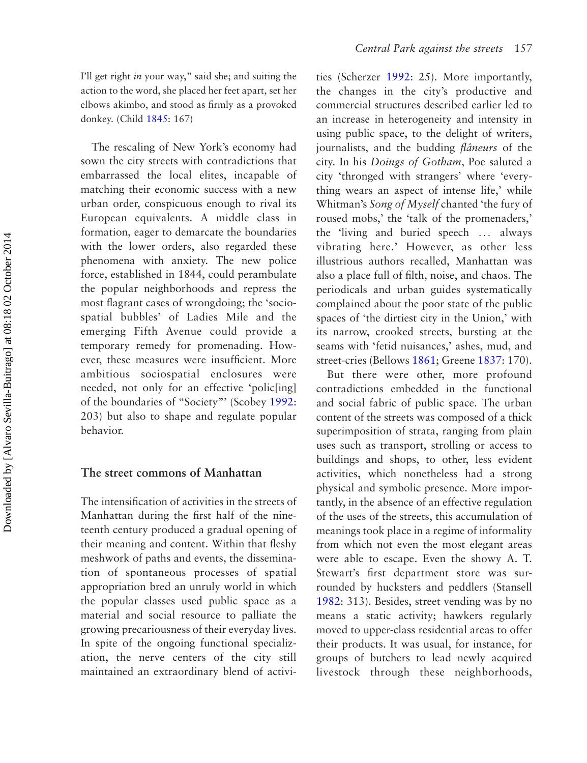I'll get right *in* your way," said she; and suiting the action to the word, she placed her feet apart, set her elbows akimbo, and stood as firmly as a provoked donkey. (Child 1845: 167)

The rescaling of New York's economy had sown the city streets with contradictions that embarrassed the local elites, incapable of matching their economic success with a new urban order, conspicuous enough to rival its European equivalents. A middle class in formation, eager to demarcate the boundaries with the lower orders, also regarded these phenomena with anxiety. The new police force, established in 1844, could perambulate the popular neighborhoods and repress the most flagrant cases of wrongdoing; the 'sociospatial bubbles' of Ladies Mile and the emerging Fifth Avenue could provide a temporary remedy for promenading. However, these measures were insufficient. More ambitious sociospatial enclosures were needed, not only for an effective 'polic[ing] of the boundaries of "Society"' (Scobey 1992: 203) but also to shape and regulate popular behavior.

## The street commons of Manhattan

The intensification of activities in the streets of Manhattan during the first half of the nineteenth century produced a gradual opening of their meaning and content. Within that fleshy meshwork of paths and events, the dissemination of spontaneous processes of spatial appropriation bred an unruly world in which the popular classes used public space as a material and social resource to palliate the growing precariousness of their everyday lives. In spite of the ongoing functional specialization, the nerve centers of the city still maintained an extraordinary blend of activities (Scherzer 1992: 25). More importantly, the changes in the city's productive and commercial structures described earlier led to an increase in heterogeneity and intensity in using public space, to the delight of writers, journalists, and the budding *flâneurs* of the city. In his *Doings of Gotham*, Poe saluted a city 'thronged with strangers' where 'everything wears an aspect of intense life,' while Whitman's *Song of Myself* chanted 'the fury of roused mobs,' the 'talk of the promenaders,' the 'living and buried speech … always vibrating here.' However, as other less illustrious authors recalled, Manhattan was also a place full of filth, noise, and chaos. The periodicals and urban guides systematically complained about the poor state of the public spaces of 'the dirtiest city in the Union,' with its narrow, crooked streets, bursting at the seams with 'fetid nuisances,' ashes, mud, and street-cries (Bellows 1861; Greene 1837: 170).

But there were other, more profound contradictions embedded in the functional and social fabric of public space. The urban content of the streets was composed of a thick superimposition of strata, ranging from plain uses such as transport, strolling or access to buildings and shops, to other, less evident activities, which nonetheless had a strong physical and symbolic presence. More importantly, in the absence of an effective regulation of the uses of the streets, this accumulation of meanings took place in a regime of informality from which not even the most elegant areas were able to escape. Even the showy A. T. Stewart's first department store was surrounded by hucksters and peddlers (Stansell 1982: 313). Besides, street vending was by no means a static activity; hawkers regularly moved to upper-class residential areas to offer their products. It was usual, for instance, for groups of butchers to lead newly acquired livestock through these neighborhoods,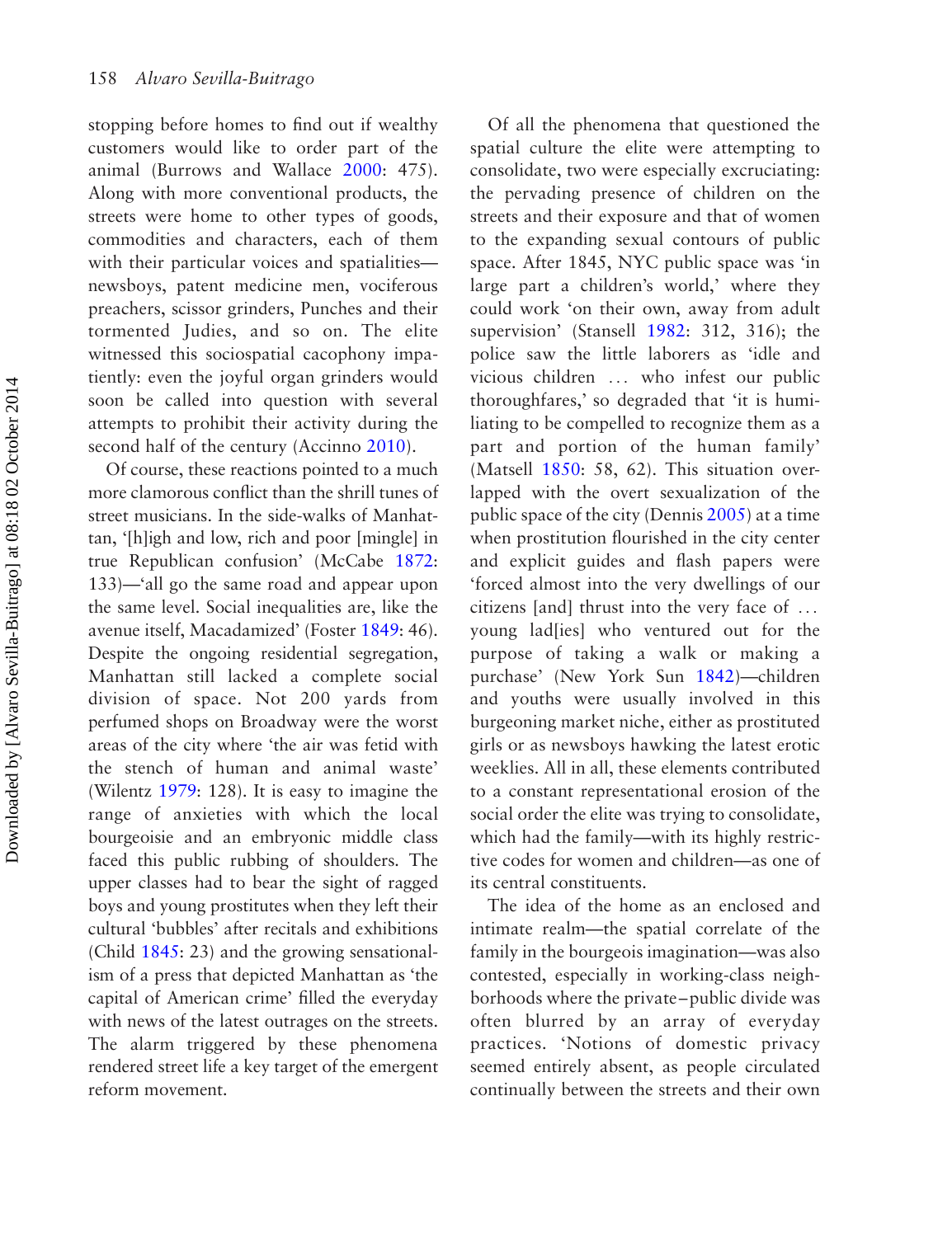stopping before homes to find out if wealthy customers would like to order part of the animal (Burrows and Wallace 2000: 475). Along with more conventional products, the streets were home to other types of goods, commodities and characters, each of them with their particular voices and spatialities—newsboys, patent medicine men, vociferous preachers, scissor grinders, Punches and their tormented Judies, and so on. The elite witnessed this sociospatial cacophony impatiently: even the joyful organ grinders would soon be called into question with several attempts to prohibit their activity during the second half of the century (Accinno 2010).

Of course, these reactions pointed to a much more clamorous conflict than the shrill tunes of street musicians. In the side-walks of Manhattan, '[h]igh and low, rich and poor [mingle] in true Republican confusion' (McCabe 1872: 133)—'all go the same road and appear upon the same level. Social inequalities are, like the avenue itself, Macadamized' (Foster 1849: 46). Despite the ongoing residential segregation, Manhattan still lacked a complete social division of space. Not 200 yards from perfumed shops on Broadway were the worst areas of the city where 'the air was fetid with the stench of human and animal waste' (Wilentz 1979: 128). It is easy to imagine the range of anxieties with which the local bourgeoisie and an embryonic middle class faced this public rubbing of shoulders. The upper classes had to bear the sight of ragged boys and young prostitutes when they left their cultural 'bubbles' after recitals and exhibitions (Child 1845: 23) and the growing sensationalism of a press that depicted Manhattan as 'the capital of American crime' filled the everyday with news of the latest outrages on the streets. The alarm triggered by these phenomena rendered street life a key target of the emergent reform movement.

Of all the phenomena that questioned the spatial culture the elite were attempting to consolidate, two were especially excruciating: the pervading presence of children on the streets and their exposure and that of women to the expanding sexual contours of public space. After 1845, NYC public space was 'in large part a children's world,' where they could work 'on their own, away from adult supervision' (Stansell 1982: 312, 316); the police saw the little laborers as 'idle and vicious children … who infest our public thoroughfares,' so degraded that 'it is humiliating to be compelled to recognize them as a part and portion of the human family' (Matsell 1850: 58, 62). This situation overlapped with the overt sexualization of the public space of the city (Dennis 2005) at a time when prostitution flourished in the city center and explicit guides and flash papers were 'forced almost into the very dwellings of our citizens [and] thrust into the very face of … young lad[ies] who ventured out for the purpose of taking a walk or making a purchase' (New York Sun 1842)—children and youths were usually involved in this burgeoning market niche, either as prostituted girls or as newsboys hawking the latest erotic weeklies. All in all, these elements contributed to a constant representational erosion of the social order the elite was trying to consolidate, which had the family—with its highly restrictive codes for women and children—as one of its central constituents.

The idea of the home as an enclosed and intimate realm—the spatial correlate of the family in the bourgeois imagination—was also contested, especially in working-class neighborhoods where the private–public divide was often blurred by an array of everyday practices. 'Notions of domestic privacy seemed entirely absent, as people circulated continually between the streets and their own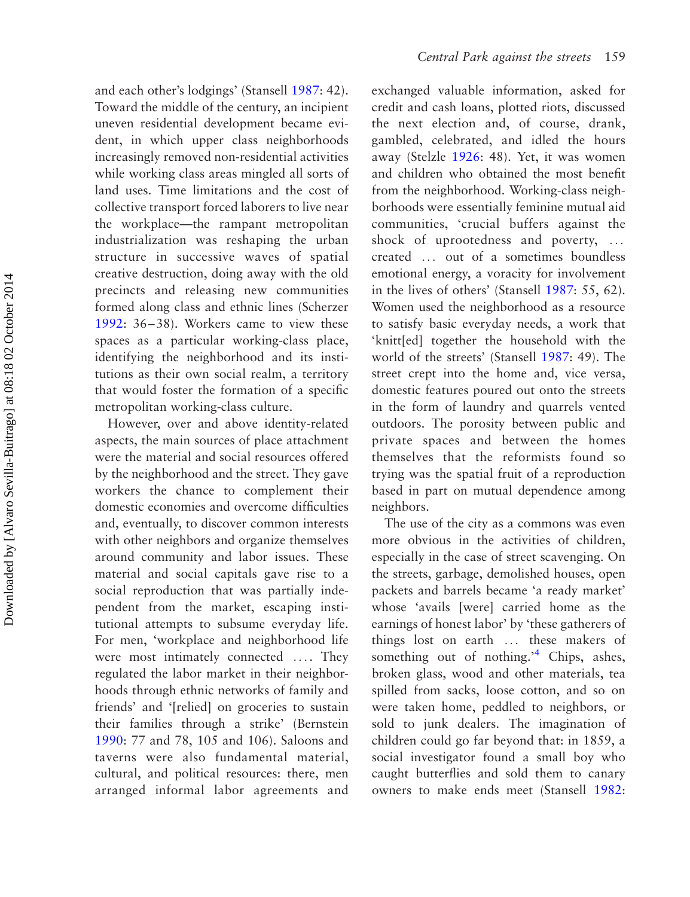and each other's lodgings' (Stansell 1987: 42). Toward the middle of the century, an incipient uneven residential development became evident, in which upper class neighborhoods increasingly removed non-residential activities while working class areas mingled all sorts of land uses. Time limitations and the cost of collective transport forced laborers to live near the workplace—the rampant metropolitan industrialization was reshaping the urban structure in successive waves of spatial creative destruction, doing away with the old precincts and releasing new communities formed along class and ethnic lines (Scherzer 1992: 36–38). Workers came to view these spaces as a particular working-class place, identifying the neighborhood and its institutions as their own social realm, a territory that would foster the formation of a specific metropolitan working-class culture.

However, over and above identity-related aspects, the main sources of place attachment were the material and social resources offered by the neighborhood and the street. They gave workers the chance to complement their domestic economies and overcome difficulties and, eventually, to discover common interests with other neighbors and organize themselves around community and labor issues. These material and social capitals gave rise to a social reproduction that was partially independent from the market, escaping institutional attempts to subsume everyday life. For men, 'workplace and neighborhood life were most intimately connected .... They regulated the labor market in their neighborhoods through ethnic networks of family and friends' and '[relied] on groceries to sustain their families through a strike' (Bernstein 1990: 77 and 78, 105 and 106). Saloons and taverns were also fundamental material, cultural, and political resources: there, men arranged informal labor agreements and exchanged valuable information, asked for credit and cash loans, plotted riots, discussed the next election and, of course, drank, gambled, celebrated, and idled the hours away (Stelzle 1926: 48). Yet, it was women and children who obtained the most benefit from the neighborhood. Working-class neighborhoods were essentially feminine mutual aid communities, 'crucial buffers against the shock of uprootedness and poverty, ... created ... out of a sometimes boundless emotional energy, a voracity for involvement in the lives of others' (Stansell 1987: 55, 62). Women used the neighborhood as a resource to satisfy basic everyday needs, a work that 'knitt[ed] together the household with the world of the streets' (Stansell 1987: 49). The street crept into the home and, vice versa, domestic features poured out onto the streets in the form of laundry and quarrels vented outdoors. The porosity between public and private spaces and between the homes themselves that the reformists found so trying was the spatial fruit of a reproduction based in part on mutual dependence among neighbors.

The use of the city as a commons was even more obvious in the activities of children, especially in the case of street scavenging. On the streets, garbage, demolished houses, open packets and barrels became 'a ready market' whose 'avails [were] carried home as the earnings of honest labor' by 'these gatherers of things lost on earth ... these makers of something out of nothing.'[4] Chips, ashes, broken glass, wood and other materials, tea spilled from sacks, loose cotton, and so on were taken home, peddled to neighbors, or sold to junk dealers. The imagination of children could go far beyond that: in 1859, a social investigator found a small boy who caught butterflies and sold them to canary owners to make ends meet (Stansell 1982: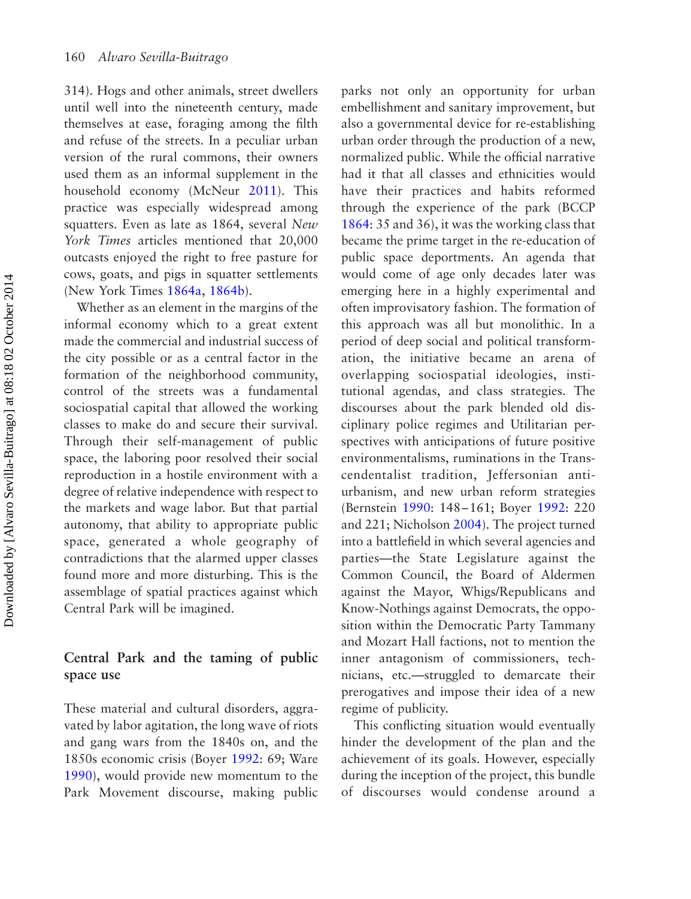314). Hogs and other animals, street dwellers until well into the nineteenth century, made themselves at ease, foraging among the filth and refuse of the streets. In a peculiar urban version of the rural commons, their owners used them as an informal supplement in the household economy (McNeur 2011). This practice was especially widespread among squatters. Even as late as 1864, several *New York Times* articles mentioned that 20,000 outcasts enjoyed the right to free pasture for cows, goats, and pigs in squatter settlements (New York Times 1864a, 1864b).

Whether as an element in the margins of the informal economy which to a great extent made the commercial and industrial success of the city possible or as a central factor in the formation of the neighborhood community, control of the streets was a fundamental sociospatial capital that allowed the working classes to make do and secure their survival. Through their self-management of public space, the laboring poor resolved their social reproduction in a hostile environment with a degree of relative independence with respect to the markets and wage labor. But that partial autonomy, that ability to appropriate public space, generated a whole geography of contradictions that the alarmed upper classes found more and more disturbing. This is the assemblage of spatial practices against which Central Park will be imagined.

## Central Park and the taming of public space use

These material and cultural disorders, aggravated by labor agitation, the long wave of riots and gang wars from the 1840s on, and the 1850s economic crisis (Boyer 1992: 69; Ware 1990), would provide new momentum to the Park Movement discourse, making public parks not only an opportunity for urban embellishment and sanitary improvement, but also a governmental device for re-establishing urban order through the production of a new, normalized public. While the official narrative had it that all classes and ethnicities would have their practices and habits reformed through the experience of the park (BCCP 1864: 35 and 36), it was the working class that became the prime target in the re-education of public space deportments. An agenda that would come of age only decades later was emerging here in a highly experimental and often improvisatory fashion. The formation of this approach was all but monolithic. In a period of deep social and political transformation, the initiative became an arena of overlapping sociospatial ideologies, institutional agendas, and class strategies. The discourses about the park blended old disciplinary police regimes and Utilitarian perspectives with anticipations of future positive environmentalisms, ruminations in the Transcendentalist tradition, Jeffersonian anti-urbanism, and new urban reform strategies (Bernstein 1990: 148–161; Boyer 1992: 220 and 221; Nicholson 2004). The project turned into a battlefield in which several agencies and parties—the State Legislature against the Common Council, the Board of Aldermen against the Mayor, Whigs/Republicans and Know-Nothings against Democrats, the opposition within the Democratic Party Tammany and Mozart Hall factions, not to mention the inner antagonism of commissioners, technicians, etc.—struggled to demarcate their prerogatives and impose their idea of a new regime of publicity.

This conflicting situation would eventually hinder the development of the plan and the achievement of its goals. However, especially during the inception of the project, this bundle of discourses would condense around a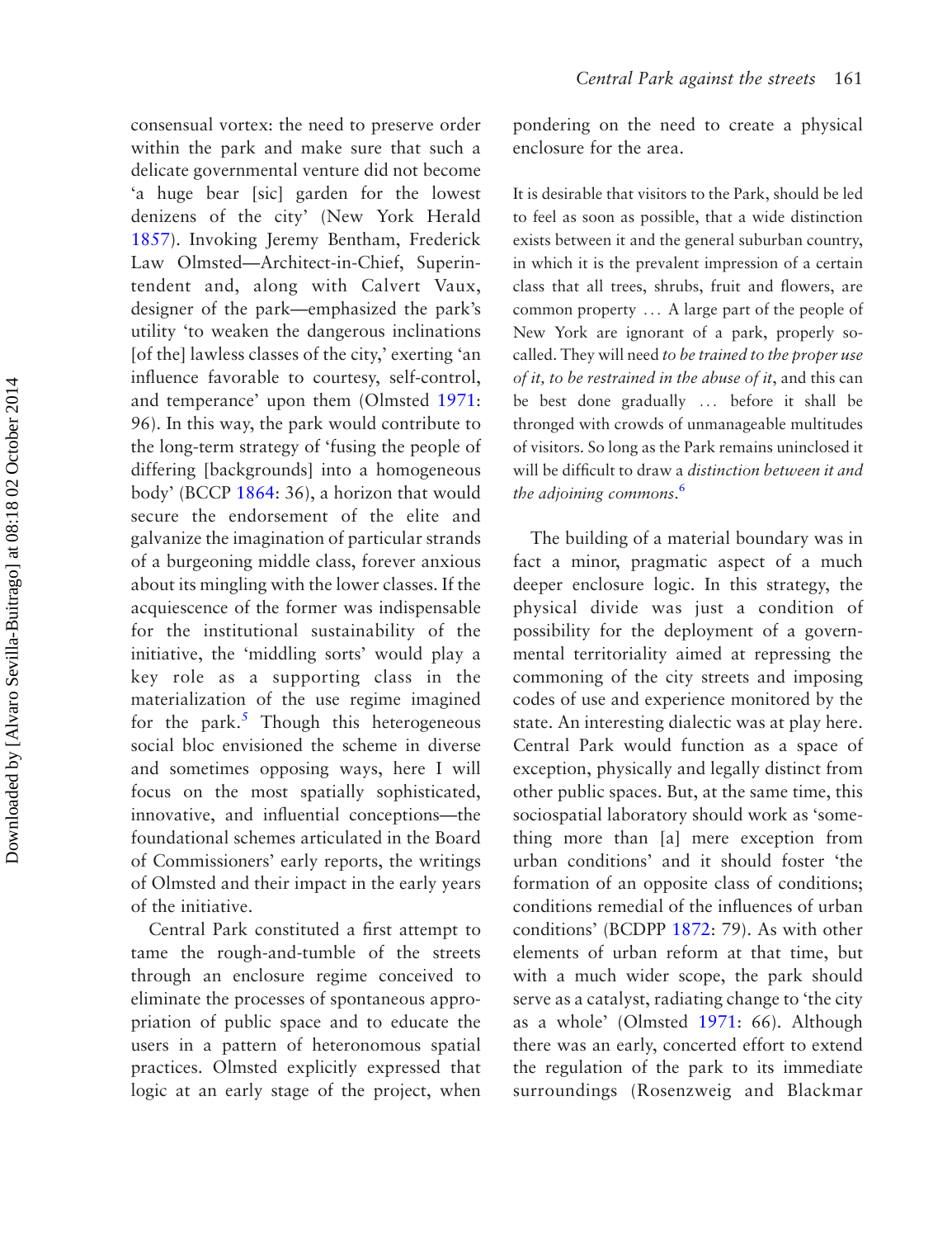consensual vortex: the need to preserve order within the park and make sure that such a delicate governmental venture did not become 'a huge bear [sic] garden for the lowest denizens of the city' (New York Herald 1857). Invoking Jeremy Bentham, Frederick Law Olmsted—Architect-in-Chief, Superintendent and, along with Calvert Vaux, designer of the park—emphasized the park's utility 'to weaken the dangerous inclinations [of the] lawless classes of the city,' exerting 'an influence favorable to courtesy, self-control, and temperance' upon them (Olmsted 1971: 96). In this way, the park would contribute to the long-term strategy of 'fusing the people of differing [backgrounds] into a homogeneous body' (BCCP 1864: 36), a horizon that would secure the endorsement of the elite and galvanize the imagination of particular strands of a burgeoning middle class, forever anxious about its mingling with the lower classes. If the acquiescence of the former was indispensable for the institutional sustainability of the initiative, the 'middling sorts' would play a key role as a supporting class in the materialization of the use regime imagined for the park.[5] Though this heterogeneous social bloc envisioned the scheme in diverse and sometimes opposing ways, here I will focus on the most spatially sophisticated, innovative, and influential conceptions—the foundational schemes articulated in the Board of Commissioners' early reports, the writings of Olmsted and their impact in the early years of the initiative.

Central Park constituted a first attempt to tame the rough-and-tumble of the streets through an enclosure regime conceived to eliminate the processes of spontaneous appropriation of public space and to educate the users in a pattern of heteronomous spatial practices. Olmsted explicitly expressed that logic at an early stage of the project, when pondering on the need to create a physical enclosure for the area.

> It is desirable that visitors to the Park, should be led to feel as soon as possible, that a wide distinction exists between it and the general suburban country, in which it is the prevalent impression of a certain class that all trees, shrubs, fruit and flowers, are common property … A large part of the people of New York are ignorant of a park, properly so-called. They will need *to be trained to the proper use of it, to be restrained in the abuse of it*, and this can be best done gradually … before it shall be thronged with crowds of unmanageable multitudes of visitors. So long as the Park remains uninclosed it will be difficult to draw a *distinction between it and the adjoining commons*.[6]

The building of a material boundary was in fact a minor, pragmatic aspect of a much deeper enclosure logic. In this strategy, the physical divide was just a condition of possibility for the deployment of a governmental territoriality aimed at repressing the commoning of the city streets and imposing codes of use and experience monitored by the state. An interesting dialectic was at play here. Central Park would function as a space of exception, physically and legally distinct from other public spaces. But, at the same time, this sociospatial laboratory should work as 'something more than [a] mere exception from urban conditions' and it should foster 'the formation of an opposite class of conditions; conditions remedial of the influences of urban conditions' (BCDPP 1872: 79). As with other elements of urban reform at that time, but with a much wider scope, the park should serve as a catalyst, radiating change to 'the city as a whole' (Olmsted 1971: 66). Although there was an early, concerted effort to extend the regulation of the park to its immediate surroundings (Rosenzweig and Blackmar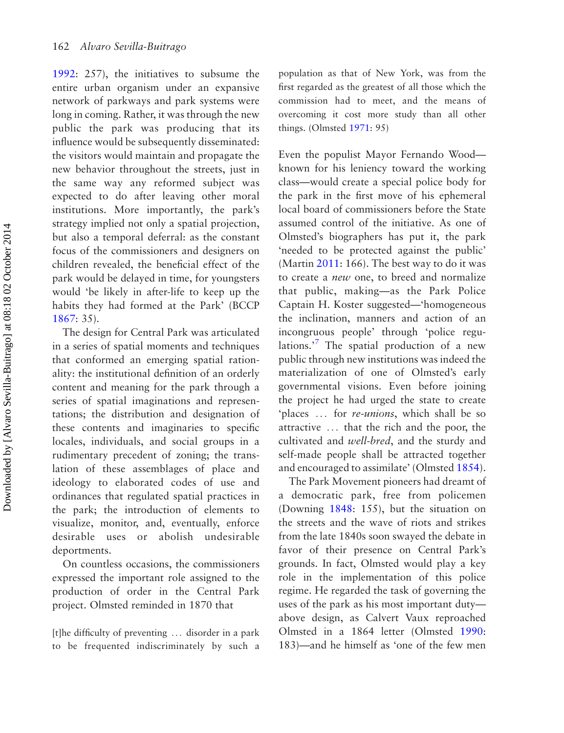1992: 257), the initiatives to subsume the entire urban organism under an expansive network of parkways and park systems were long in coming. Rather, it was through the new public the park was producing that its influence would be subsequently disseminated: the visitors would maintain and propagate the new behavior throughout the streets, just in the same way any reformed subject was expected to do after leaving other moral institutions. More importantly, the park's strategy implied not only a spatial projection, but also a temporal deferral: as the constant focus of the commissioners and designers on children revealed, the beneficial effect of the park would be delayed in time, for youngsters would 'be likely in after-life to keep up the habits they had formed at the Park' (BCCP 1867: 35).

The design for Central Park was articulated in a series of spatial moments and techniques that conformed an emerging spatial rationality: the institutional definition of an orderly content and meaning for the park through a series of spatial imaginations and representations; the distribution and designation of these contents and imaginaries to specific locales, individuals, and social groups in a rudimentary precedent of zoning; the translation of these assemblages of place and ideology to elaborated codes of use and ordinances that regulated spatial practices in the park; the introduction of elements to visualize, monitor, and, eventually, enforce desirable uses or abolish undesirable deportments.

On countless occasions, the commissioners expressed the important role assigned to the production of order in the Central Park project. Olmsted reminded in 1870 that

> [t]he difficulty of preventing … disorder in a park to be frequented indiscriminately by such a population as that of New York, was from the first regarded as the greatest of all those which the commission had to meet, and the means of overcoming it cost more study than all other things. (Olmsted 1971: 95)

Even the populist Mayor Fernando Wood—known for his leniency toward the working class—would create a special police body for the park in the first move of his ephemeral local board of commissioners before the State assumed control of the initiative. As one of Olmsted's biographers has put it, the park 'needed to be protected against the public' (Martin 2011: 166). The best way to do it was to create a *new* one, to breed and normalize that public, making—as the Park Police Captain H. Koster suggested—'homogeneous the inclination, manners and action of an incongruous people' through 'police regulations.'[7] The spatial production of a new public through new institutions was indeed the materialization of one of Olmsted's early governmental visions. Even before joining the project he had urged the state to create 'places … for *re-unions*, which shall be so attractive … that the rich and the poor, the cultivated and *well-bred*, and the sturdy and self-made people shall be attracted together and encouraged to assimilate' (Olmsted 1854).

The Park Movement pioneers had dreamt of a democratic park, free from policemen (Downing 1848: 155), but the situation on the streets and the wave of riots and strikes from the late 1840s soon swayed the debate in favor of their presence on Central Park's grounds. In fact, Olmsted would play a key role in the implementation of this police regime. He regarded the task of governing the uses of the park as his most important duty—above design, as Calvert Vaux reproached Olmsted in a 1864 letter (Olmsted 1990: 183)—and he himself as 'one of the few men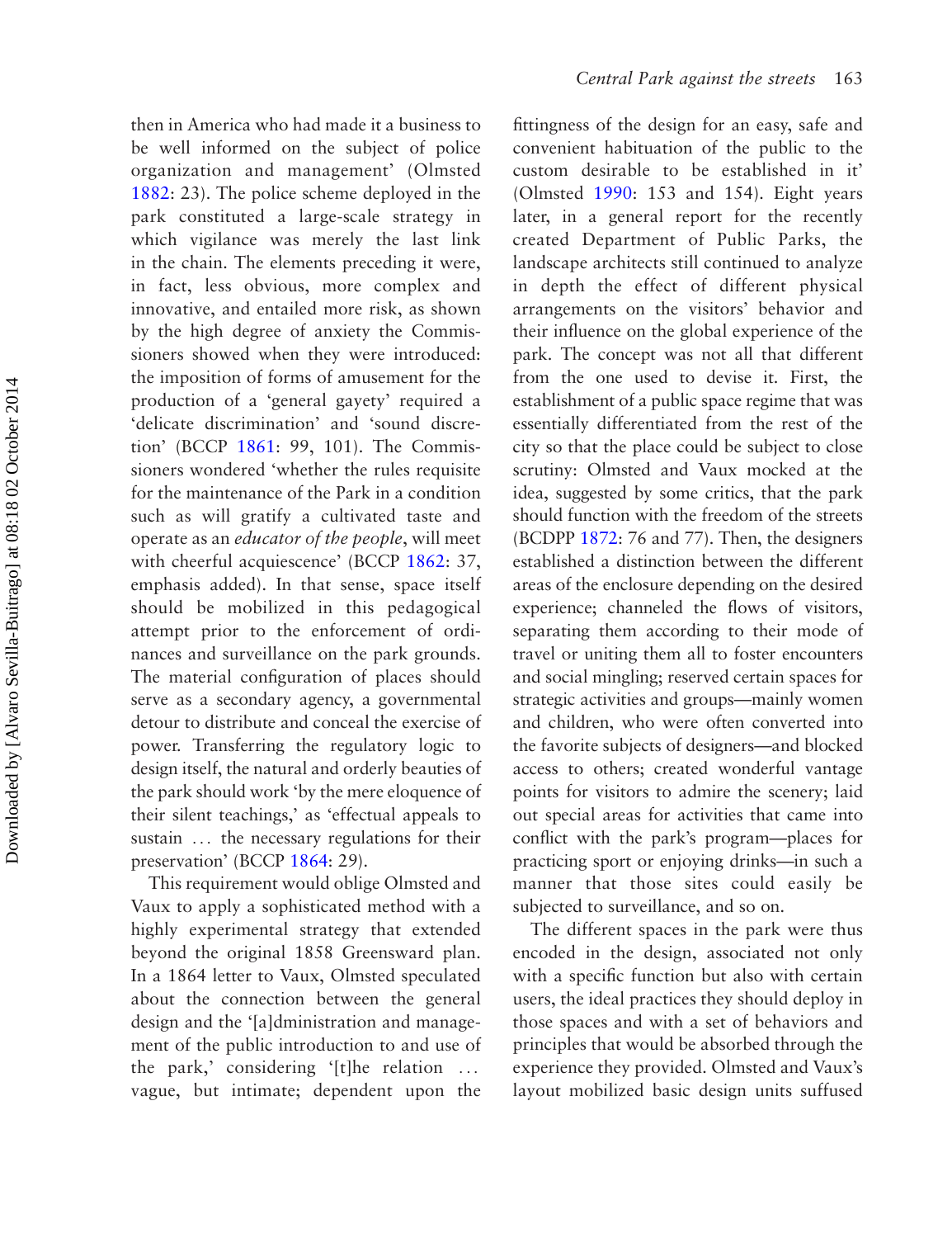then in America who had made it a business to be well informed on the subject of police organization and management' (Olmsted 1882: 23). The police scheme deployed in the park constituted a large-scale strategy in which vigilance was merely the last link in the chain. The elements preceding it were, in fact, less obvious, more complex and innovative, and entailed more risk, as shown by the high degree of anxiety the Commissioners showed when they were introduced: the imposition of forms of amusement for the production of a 'general gayety' required a 'delicate discrimination' and 'sound discretion' (BCCP 1861: 99, 101). The Commissioners wondered 'whether the rules requisite for the maintenance of the Park in a condition such as will gratify a cultivated taste and operate as an *educator of the people*, will meet with cheerful acquiescence' (BCCP 1862: 37, emphasis added). In that sense, space itself should be mobilized in this pedagogical attempt prior to the enforcement of ordinances and surveillance on the park grounds. The material configuration of places should serve as a secondary agency, a governmental detour to distribute and conceal the exercise of power. Transferring the regulatory logic to design itself, the natural and orderly beauties of the park should work 'by the mere eloquence of their silent teachings,' as 'effectual appeals to sustain … the necessary regulations for their preservation' (BCCP 1864: 29).

This requirement would oblige Olmsted and Vaux to apply a sophisticated method with a highly experimental strategy that extended beyond the original 1858 Greensward plan. In a 1864 letter to Vaux, Olmsted speculated about the connection between the general design and the '[a]dministration and management of the public introduction to and use of the park,' considering '[t]he relation … vague, but intimate; dependent upon the fittingness of the design for an easy, safe and convenient habituation of the public to the custom desirable to be established in it' (Olmsted 1990: 153 and 154). Eight years later, in a general report for the recently created Department of Public Parks, the landscape architects still continued to analyze in depth the effect of different physical arrangements on the visitors' behavior and their influence on the global experience of the park. The concept was not all that different from the one used to devise it. First, the establishment of a public space regime that was essentially differentiated from the rest of the city so that the place could be subject to close scrutiny: Olmsted and Vaux mocked at the idea, suggested by some critics, that the park should function with the freedom of the streets (BCDPP 1872: 76 and 77). Then, the designers established a distinction between the different areas of the enclosure depending on the desired experience; channeled the flows of visitors, separating them according to their mode of travel or uniting them all to foster encounters and social mingling; reserved certain spaces for strategic activities and groups—mainly women and children, who were often converted into the favorite subjects of designers—and blocked access to others; created wonderful vantage points for visitors to admire the scenery; laid out special areas for activities that came into conflict with the park's program—places for practicing sport or enjoying drinks—in such a manner that those sites could easily be subjected to surveillance, and so on.

The different spaces in the park were thus encoded in the design, associated not only with a specific function but also with certain users, the ideal practices they should deploy in those spaces and with a set of behaviors and principles that would be absorbed through the experience they provided. Olmsted and Vaux's layout mobilized basic design units suffused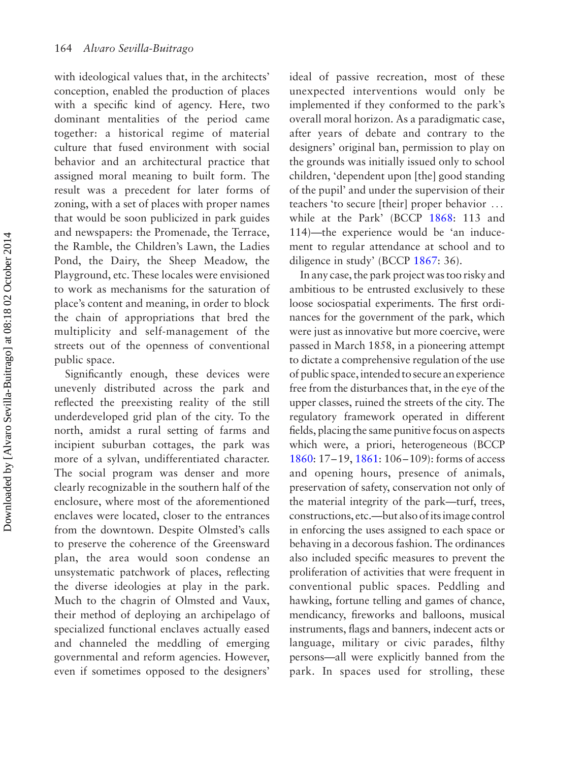with ideological values that, in the architects' conception, enabled the production of places with a specific kind of agency. Here, two dominant mentalities of the period came together: a historical regime of material culture that fused environment with social behavior and an architectural practice that assigned moral meaning to built form. The result was a precedent for later forms of zoning, with a set of places with proper names that would be soon publicized in park guides and newspapers: the Promenade, the Terrace, the Ramble, the Children's Lawn, the Ladies Pond, the Dairy, the Sheep Meadow, the Playground, etc. These locales were envisioned to work as mechanisms for the saturation of place's content and meaning, in order to block the chain of appropriations that bred the multiplicity and self-management of the streets out of the openness of conventional public space.

Significantly enough, these devices were unevenly distributed across the park and reflected the preexisting reality of the still underdeveloped grid plan of the city. To the north, amidst a rural setting of farms and incipient suburban cottages, the park was more of a sylvan, undifferentiated character. The social program was denser and more clearly recognizable in the southern half of the enclosure, where most of the aforementioned enclaves were located, closer to the entrances from the downtown. Despite Olmsted's calls to preserve the coherence of the Greensward plan, the area would soon condense an unsystematic patchwork of places, reflecting the diverse ideologies at play in the park. Much to the chagrin of Olmsted and Vaux, their method of deploying an archipelago of specialized functional enclaves actually eased and channeled the meddling of emerging governmental and reform agencies. However, even if sometimes opposed to the designers' ideal of passive recreation, most of these unexpected interventions would only be implemented if they conformed to the park's overall moral horizon. As a paradigmatic case, after years of debate and contrary to the designers' original ban, permission to play on the grounds was initially issued only to school children, 'dependent upon [the] good standing of the pupil' and under the supervision of their teachers 'to secure [their] proper behavior … while at the Park' (BCCP 1868: 113 and 114)—the experience would be 'an inducement to regular attendance at school and to diligence in study' (BCCP 1867: 36).

In any case, the park project was too risky and ambitious to be entrusted exclusively to these loose sociospatial experiments. The first ordinances for the government of the park, which were just as innovative but more coercive, were passed in March 1858, in a pioneering attempt to dictate a comprehensive regulation of the use of public space, intended to secure an experience free from the disturbances that, in the eye of the upper classes, ruined the streets of the city. The regulatory framework operated in different fields, placing the same punitive focus on aspects which were, a priori, heterogeneous (BCCP 1860: 17–19, 1861: 106–109): forms of access and opening hours, presence of animals, preservation of safety, conservation not only of the material integrity of the park—turf, trees, constructions, etc.—but also of its image control in enforcing the uses assigned to each space or behaving in a decorous fashion. The ordinances also included specific measures to prevent the proliferation of activities that were frequent in conventional public spaces. Peddling and hawking, fortune telling and games of chance, mendicancy, fireworks and balloons, musical instruments, flags and banners, indecent acts or language, military or civic parades, filthy persons—all were explicitly banned from the park. In spaces used for strolling, these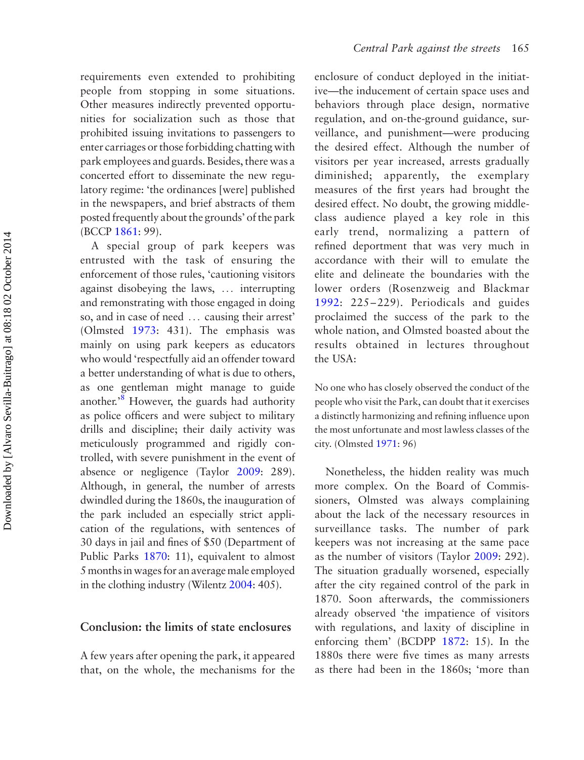requirements even extended to prohibiting people from stopping in some situations. Other measures indirectly prevented opportunities for socialization such as those that prohibited issuing invitations to passengers to enter carriages or those forbidding chatting with park employees and guards. Besides, there was a concerted effort to disseminate the new regulatory regime: 'the ordinances [were] published in the newspapers, and brief abstracts of them posted frequently about the grounds' of the park (BCCP 1861: 99).

A special group of park keepers was entrusted with the task of ensuring the enforcement of those rules, 'cautioning visitors against disobeying the laws, … interrupting and remonstrating with those engaged in doing so, and in case of need … causing their arrest' (Olmsted 1973: 431). The emphasis was mainly on using park keepers as educators who would 'respectfully aid an offender toward a better understanding of what is due to others, as one gentleman might manage to guide another.'[8] However, the guards had authority as police officers and were subject to military drills and discipline; their daily activity was meticulously programmed and rigidly controlled, with severe punishment in the event of absence or negligence (Taylor 2009: 289). Although, in general, the number of arrests dwindled during the 1860s, the inauguration of the park included an especially strict application of the regulations, with sentences of 30 days in jail and fines of $50 (Department of Public Parks 1870: 11), equivalent to almost 5 months in wages for an average male employed in the clothing industry (Wilentz 2004: 405).

## Conclusion: the limits of state enclosures

A few years after opening the park, it appeared that, on the whole, the mechanisms for the enclosure of conduct deployed in the initiative—the inducement of certain space uses and behaviors through place design, normative regulation, and on-the-ground guidance, surveillance, and punishment—were producing the desired effect. Although the number of visitors per year increased, arrests gradually diminished; apparently, the exemplary measures of the first years had brought the desired effect. No doubt, the growing middle-class audience played a key role in this early trend, normalizing a pattern of refined deportment that was very much in accordance with their will to emulate the elite and delineate the boundaries with the lower orders (Rosenzweig and Blackmar 1992: 225–229). Periodicals and guides proclaimed the success of the park to the whole nation, and Olmsted boasted about the results obtained in lectures throughout the USA:

> No one who has closely observed the conduct of the people who visit the Park, can doubt that it exercises a distinctly harmonizing and refining influence upon the most unfortunate and most lawless classes of the city. (Olmsted 1971: 96)

Nonetheless, the hidden reality was much more complex. On the Board of Commissioners, Olmsted was always complaining about the lack of the necessary resources in surveillance tasks. The number of park keepers was not increasing at the same pace as the number of visitors (Taylor 2009: 292). The situation gradually worsened, especially after the city regained control of the park in 1870. Soon afterwards, the commissioners already observed 'the impatience of visitors with regulations, and laxity of discipline in enforcing them' (BCDPP 1872: 15). In the 1880s there were five times as many arrests as there had been in the 1860s; 'more than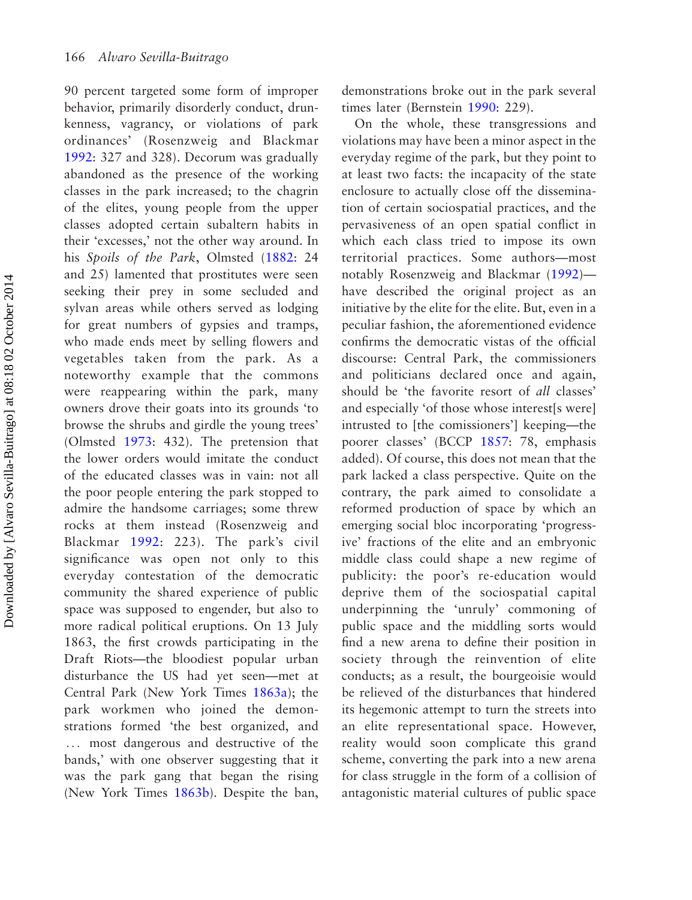90 percent targeted some form of improper behavior, primarily disorderly conduct, drunkenness, vagrancy, or violations of park ordinances' (Rosenzweig and Blackmar 1992: 327 and 328). Decorum was gradually abandoned as the presence of the working classes in the park increased; to the chagrin of the elites, young people from the upper classes adopted certain subaltern habits in their 'excesses,' not the other way around. In his *Spoils of the Park*, Olmsted (1882: 24 and 25) lamented that prostitutes were seen seeking their prey in some secluded and sylvan areas while others served as lodging for great numbers of gypsies and tramps, who made ends meet by selling flowers and vegetables taken from the park. As a noteworthy example that the commons were reappearing within the park, many owners drove their goats into its grounds 'to browse the shrubs and girdle the young trees' (Olmsted 1973: 432). The pretension that the lower orders would imitate the conduct of the educated classes was in vain: not all the poor people entering the park stopped to admire the handsome carriages; some threw rocks at them instead (Rosenzweig and Blackmar 1992: 223). The park's civil significance was open not only to this everyday contestation of the democratic community the shared experience of public space was supposed to engender, but also to more radical political eruptions. On 13 July 1863, the first crowds participating in the Draft Riots—the bloodiest popular urban disturbance the US had yet seen—met at Central Park (New York Times 1863a); the park workmen who joined the demonstrations formed 'the best organized, and … most dangerous and destructive of the bands,' with one observer suggesting that it was the park gang that began the rising (New York Times 1863b). Despite the ban, demonstrations broke out in the park several times later (Bernstein 1990: 229).

On the whole, these transgressions and violations may have been a minor aspect in the everyday regime of the park, but they point to at least two facts: the incapacity of the state enclosure to actually close off the dissemination of certain sociospatial practices, and the pervasiveness of an open spatial conflict in which each class tried to impose its own territorial practices. Some authors—most notably Rosenzweig and Blackmar (1992)—have described the original project as an initiative by the elite for the elite. But, even in a peculiar fashion, the aforementioned evidence confirms the democratic vistas of the official discourse: Central Park, the commissioners and politicians declared once and again, should be 'the favorite resort of *all* classes' and especially 'of those whose interest[s were] intrusted to [the comissioners'] keeping—the poorer classes' (BCCP 1857: 78, emphasis added). Of course, this does not mean that the park lacked a class perspective. Quite on the contrary, the park aimed to consolidate a reformed production of space by which an emerging social bloc incorporating 'progressive' fractions of the elite and an embryonic middle class could shape a new regime of publicity: the poor's re-education would deprive them of the sociospatial capital underpinning the 'unruly' commoning of public space and the middling sorts would find a new arena to define their position in society through the reinvention of elite conducts; as a result, the bourgeoisie would be relieved of the disturbances that hindered its hegemonic attempt to turn the streets into an elite representational space. However, reality would soon complicate this grand scheme, converting the park into a new arena for class struggle in the form of a collision of antagonistic material cultures of public space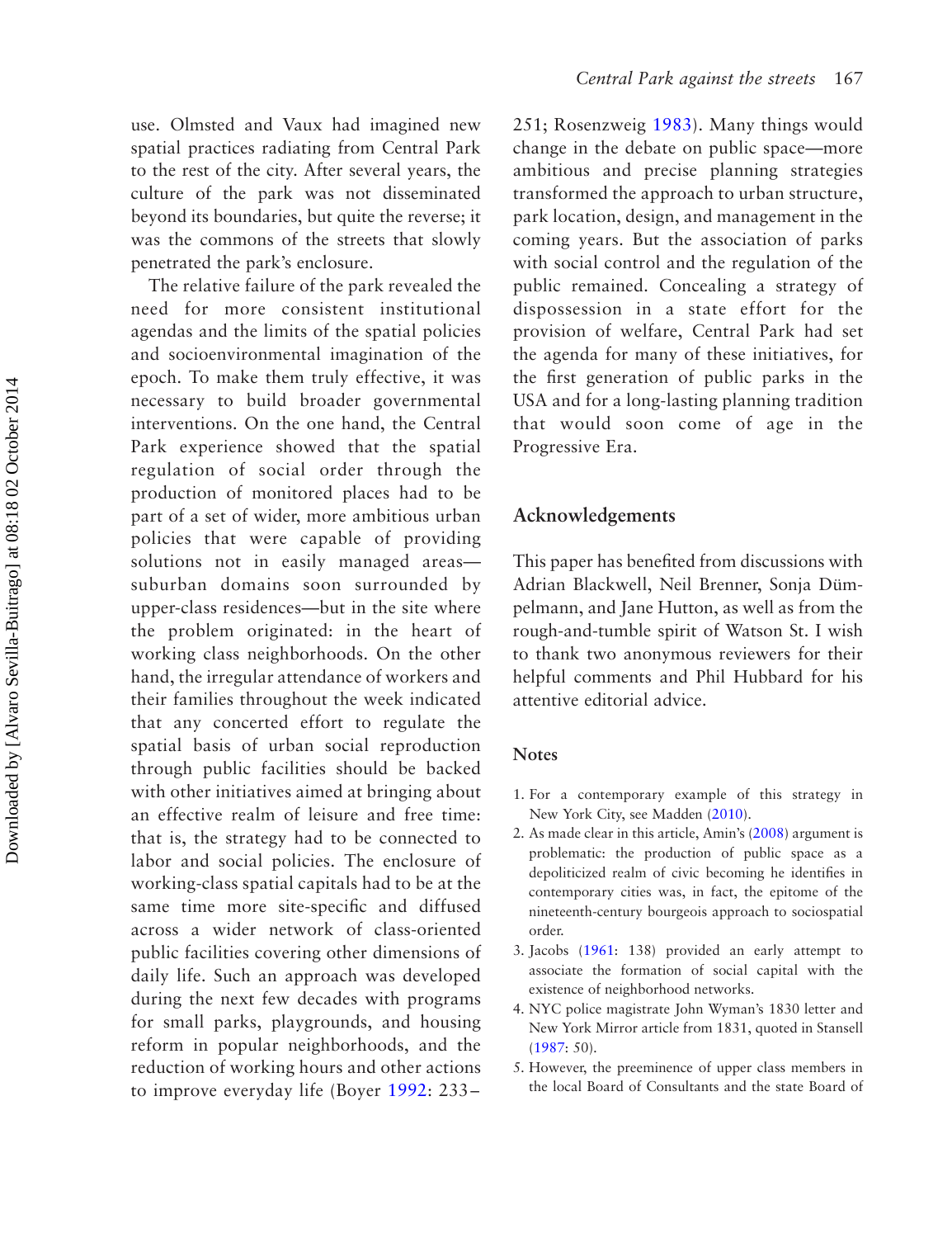use. Olmsted and Vaux had imagined new spatial practices radiating from Central Park to the rest of the city. After several years, the culture of the park was not disseminated beyond its boundaries, but quite the reverse; it was the commons of the streets that slowly penetrated the park's enclosure.

The relative failure of the park revealed the need for more consistent institutional agendas and the limits of the spatial policies and socioenvironmental imagination of the epoch. To make them truly effective, it was necessary to build broader governmental interventions. On the one hand, the Central Park experience showed that the spatial regulation of social order through the production of monitored places had to be part of a set of wider, more ambitious urban policies that were capable of providing solutions not in easily managed areas—suburban domains soon surrounded by upper-class residences—but in the site where the problem originated: in the heart of working class neighborhoods. On the other hand, the irregular attendance of workers and their families throughout the week indicated that any concerted effort to regulate the spatial basis of urban social reproduction through public facilities should be backed with other initiatives aimed at bringing about an effective realm of leisure and free time: that is, the strategy had to be connected to labor and social policies. The enclosure of working-class spatial capitals had to be at the same time more site-specific and diffused across a wider network of class-oriented public facilities covering other dimensions of daily life. Such an approach was developed during the next few decades with programs for small parks, playgrounds, and housing reform in popular neighborhoods, and the reduction of working hours and other actions to improve everyday life (Boyer 1992: 233–251; Rosenzweig 1983). Many things would change in the debate on public space—more ambitious and precise planning strategies transformed the approach to urban structure, park location, design, and management in the coming years. But the association of parks with social control and the regulation of the public remained. Concealing a strategy of dispossession in a state effort for the provision of welfare, Central Park had set the agenda for many of these initiatives, for the first generation of public parks in the USA and for a long-lasting planning tradition that would soon come of age in the Progressive Era.

## Acknowledgements

This paper has benefited from discussions with Adrian Blackwell, Neil Brenner, Sonja Dümpelmann, and Jane Hutton, as well as from the rough-and-tumble spirit of Watson St. I wish to thank two anonymous reviewers for their helpful comments and Phil Hubbard for his attentive editorial advice.

## Notes

1. For a contemporary example of this strategy in New York City, see Madden (2010).
2. As made clear in this article, Amin's (2008) argument is problematic: the production of public space as a depoliticized realm of civic becoming he identifies in contemporary cities was, in fact, the epitome of the nineteenth-century bourgeois approach to sociospatial order.
3. Jacobs (1961: 138) provided an early attempt to associate the formation of social capital with the existence of neighborhood networks.
4. NYC police magistrate John Wyman's 1830 letter and New York Mirror article from 1831, quoted in Stansell (1987: 50).
5. However, the preeminence of upper class members in the local Board of Consultants and the state Board of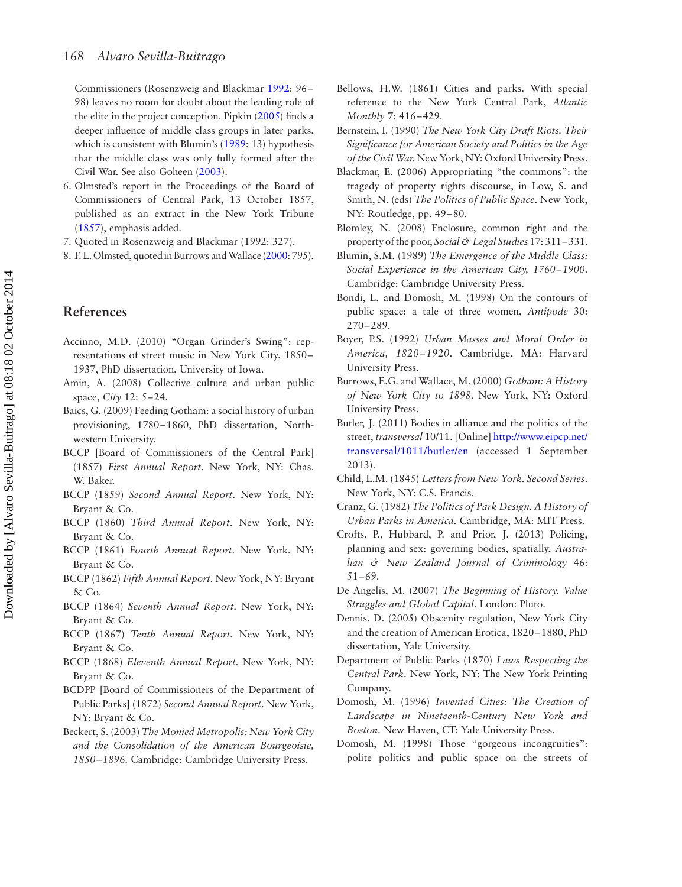Commissioners (Rosenzweig and Blackmar 1992: 96–98) leaves no room for doubt about the leading role of the elite in the project conception. Pipkin (2005) finds a deeper influence of middle class groups in later parks, which is consistent with Blumin's (1989: 13) hypothesis that the middle class was only fully formed after the Civil War. See also Goheen (2003).

6. Olmsted's report in the Proceedings of the Board of Commissioners of Central Park, 13 October 1857, published as an extract in the New York Tribune (1857), emphasis added.
7. Quoted in Rosenzweig and Blackmar (1992: 327).
8. F. L. Olmsted, quoted in Burrows and Wallace (2000: 795).

## References

Accinno, M.D. (2010) "Organ Grinder's Swing": representations of street music in New York City, 1850–1937, PhD dissertation, University of Iowa.

Amin, A. (2008) Collective culture and urban public space, *City* 12: 5–24.

Baics, G. (2009) Feeding Gotham: a social history of urban provisioning, 1780–1860, PhD dissertation, Northwestern University.

BCCP [Board of Commissioners of the Central Park] (1857) *First Annual Report*. New York, NY: Chas. W. Baker.

BCCP (1859) *Second Annual Report*. New York, NY: Bryant & Co.

BCCP (1860) *Third Annual Report*. New York, NY: Bryant & Co.

BCCP (1861) *Fourth Annual Report*. New York, NY: Bryant & Co.

BCCP (1862) *Fifth Annual Report*. New York, NY: Bryant & Co.

BCCP (1864) *Seventh Annual Report*. New York, NY: Bryant & Co.

BCCP (1867) *Tenth Annual Report*. New York, NY: Bryant & Co.

BCCP (1868) *Eleventh Annual Report*. New York, NY: Bryant & Co.

BCDPP [Board of Commissioners of the Department of Public Parks] (1872) *Second Annual Report*. New York, NY: Bryant & Co.

Beckert, S. (2003) *The Monied Metropolis: New York City and the Consolidation of the American Bourgeoisie, 1850–1896*. Cambridge: Cambridge University Press.

Bellows, H.W. (1861) Cities and parks. With special reference to the New York Central Park, *Atlantic Monthly* 7: 416–429.

Bernstein, I. (1990) *The New York City Draft Riots. Their Significance for American Society and Politics in the Age of the Civil War*. New York, NY: Oxford University Press.

Blackmar, E. (2006) Appropriating "the commons": the tragedy of property rights discourse, in Low, S. and Smith, N. (eds) *The Politics of Public Space*. New York, NY: Routledge, pp. 49–80.

Blomley, N. (2008) Enclosure, common right and the property of the poor, *Social & Legal Studies* 17: 311–331.

Blumin, S.M. (1989) *The Emergence of the Middle Class: Social Experience in the American City, 1760–1900*. Cambridge: Cambridge University Press.

Bondi, L. and Domosh, M. (1998) On the contours of public space: a tale of three women, *Antipode* 30: 270–289.

Boyer, P.S. (1992) *Urban Masses and Moral Order in America, 1820–1920*. Cambridge, MA: Harvard University Press.

Burrows, E.G. and Wallace, M. (2000) *Gotham: A History of New York City to 1898*. New York, NY: Oxford University Press.

Butler, J. (2011) Bodies in alliance and the politics of the street, *transversal* 10/11. [Online] http://www.eipcp.net/transversal/1011/butler/en (accessed 1 September 2013).

Child, L.M. (1845) *Letters from New York. Second Series*. New York, NY: C.S. Francis.

Cranz, G. (1982) *The Politics of Park Design. A History of Urban Parks in America*. Cambridge, MA: MIT Press.

Crofts, P., Hubbard, P. and Prior, J. (2013) Policing, planning and sex: governing bodies, spatially, *Australian & New Zealand Journal of Criminology* 46: 51–69.

De Angelis, M. (2007) *The Beginning of History. Value Struggles and Global Capital*. London: Pluto.

Dennis, D. (2005) Obscenity regulation, New York City and the creation of American Erotica, 1820–1880, PhD dissertation, Yale University.

Department of Public Parks (1870) *Laws Respecting the Central Park*. New York, NY: The New York Printing Company.

Domosh, M. (1996) *Invented Cities: The Creation of Landscape in Nineteenth-Century New York and Boston*. New Haven, CT: Yale University Press.

Domosh, M. (1998) Those "gorgeous incongruities": polite politics and public space on the streets of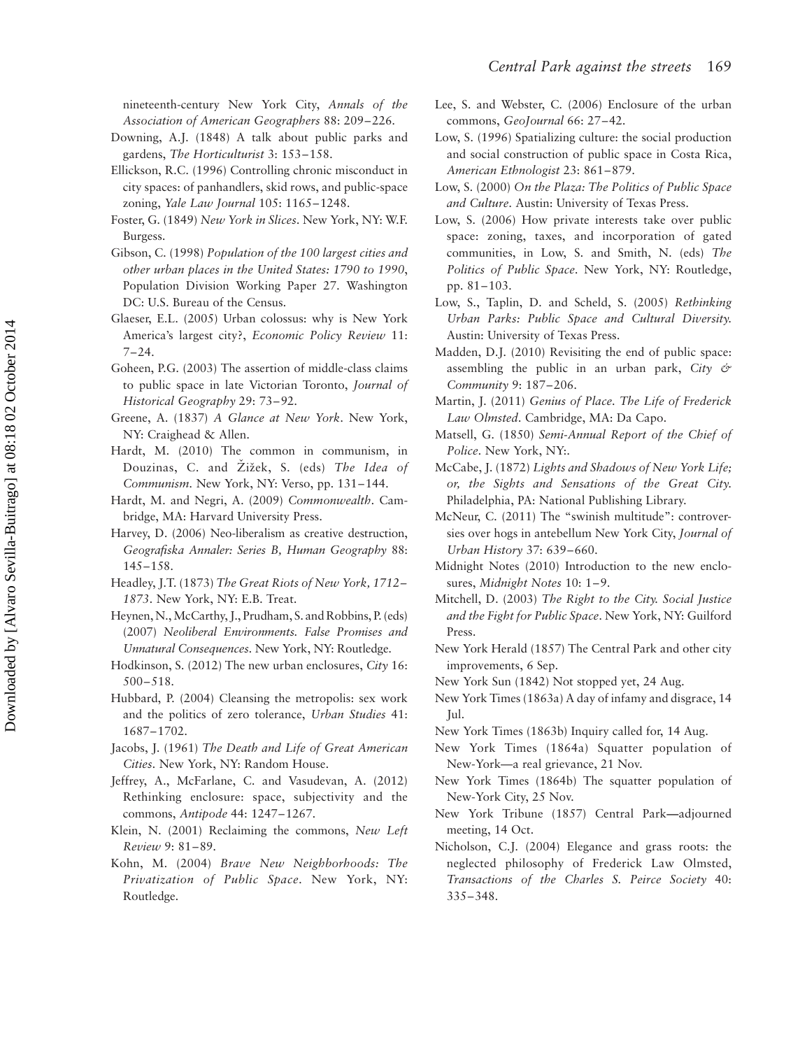nineteenth-century New York City, *Annals of the Association of American Geographers* 88: 209–226.

Downing, A.J. (1848) A talk about public parks and gardens, *The Horticulturist* 3: 153–158.

Ellickson, R.C. (1996) Controlling chronic misconduct in city spaces: of panhandlers, skid rows, and public-space zoning, *Yale Law Journal* 105: 1165–1248.

Foster, G. (1849) *New York in Slices*. New York, NY: W.F. Burgess.

Gibson, C. (1998) *Population of the 100 largest cities and other urban places in the United States: 1790 to 1990*, Population Division Working Paper 27. Washington DC: U.S. Bureau of the Census.

Glaeser, E.L. (2005) Urban colossus: why is New York America's largest city?, *Economic Policy Review* 11: 7–24.

Goheen, P.G. (2003) The assertion of middle-class claims to public space in late Victorian Toronto, *Journal of Historical Geography* 29: 73–92.

Greene, A. (1837) *A Glance at New York*. New York, NY: Craighead & Allen.

Hardt, M. (2010) The common in communism, in Douzinas, C. and Žižek, S. (eds) *The Idea of Communism*. New York, NY: Verso, pp. 131–144.

Hardt, M. and Negri, A. (2009) *Commonwealth*. Cambridge, MA: Harvard University Press.

Harvey, D. (2006) Neo-liberalism as creative destruction, *Geografiska Annaler: Series B, Human Geography* 88: 145–158.

Headley, J.T. (1873) *The Great Riots of New York, 1712–1873*. New York, NY: E.B. Treat.

Heynen, N., McCarthy, J., Prudham, S. and Robbins, P. (eds) (2007) *Neoliberal Environments. False Promises and Unnatural Consequences*. New York, NY: Routledge.

Hodkinson, S. (2012) The new urban enclosures, *City* 16: 500–518.

Hubbard, P. (2004) Cleansing the metropolis: sex work and the politics of zero tolerance, *Urban Studies* 41: 1687–1702.

Jacobs, J. (1961) *The Death and Life of Great American Cities*. New York, NY: Random House.

Jeffrey, A., McFarlane, C. and Vasudevan, A. (2012) Rethinking enclosure: space, subjectivity and the commons, *Antipode* 44: 1247–1267.

Klein, N. (2001) Reclaiming the commons, *New Left Review* 9: 81–89.

Kohn, M. (2004) *Brave New Neighborhoods: The Privatization of Public Space*. New York, NY: Routledge.

Lee, S. and Webster, C. (2006) Enclosure of the urban commons, *GeoJournal* 66: 27–42.

Low, S. (1996) Spatializing culture: the social production and social construction of public space in Costa Rica, *American Ethnologist* 23: 861–879.

Low, S. (2000) *On the Plaza: The Politics of Public Space and Culture*. Austin: University of Texas Press.

Low, S. (2006) How private interests take over public space: zoning, taxes, and incorporation of gated communities, in Low, S. and Smith, N. (eds) *The Politics of Public Space*. New York, NY: Routledge, pp. 81–103.

Low, S., Taplin, D. and Scheld, S. (2005) *Rethinking Urban Parks: Public Space and Cultural Diversity*. Austin: University of Texas Press.

Madden, D.J. (2010) Revisiting the end of public space: assembling the public in an urban park, *City & Community* 9: 187–206.

Martin, J. (2011) *Genius of Place. The Life of Frederick Law Olmsted*. Cambridge, MA: Da Capo.

Matsell, G. (1850) *Semi-Annual Report of the Chief of Police*. New York, NY:.

McCabe, J. (1872) *Lights and Shadows of New York Life; or, the Sights and Sensations of the Great City*. Philadelphia, PA: National Publishing Library.

McNeur, C. (2011) The "swinish multitude": controversies over hogs in antebellum New York City, *Journal of Urban History* 37: 639–660.

Midnight Notes (2010) Introduction to the new enclosures, *Midnight Notes* 10: 1–9.

Mitchell, D. (2003) *The Right to the City. Social Justice and the Fight for Public Space*. New York, NY: Guilford Press.

New York Herald (1857) The Central Park and other city improvements, 6 Sep.

New York Sun (1842) Not stopped yet, 24 Aug.

New York Times (1863a) A day of infamy and disgrace, 14 Jul.

New York Times (1863b) Inquiry called for, 14 Aug.

New York Times (1864a) Squatter population of New-York—a real grievance, 21 Nov.

New York Times (1864b) The squatter population of New-York City, 25 Nov.

New York Tribune (1857) Central Park—adjourned meeting, 14 Oct.

Nicholson, C.J. (2004) Elegance and grass roots: the neglected philosophy of Frederick Law Olmsted, *Transactions of the Charles S. Peirce Society* 40: 335–348.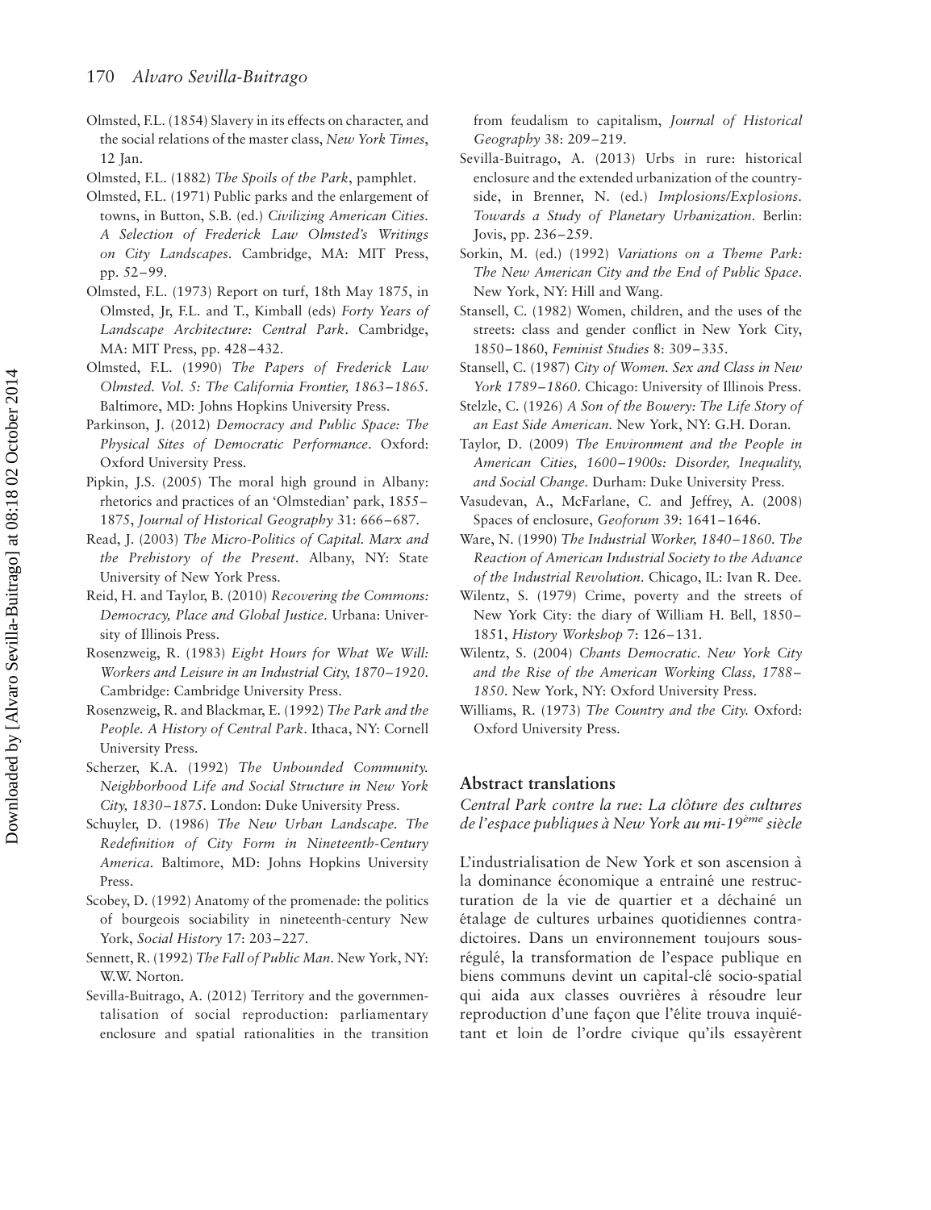Olmsted, F.L. (1854) Slavery in its effects on character, and the social relations of the master class, *New York Times*, 12 Jan.

Olmsted, F.L. (1882) *The Spoils of the Park*, pamphlet.

Olmsted, F.L. (1971) Public parks and the enlargement of towns, in Button, S.B. (ed.) *Civilizing American Cities. A Selection of Frederick Law Olmsted's Writings on City Landscapes*. Cambridge, MA: MIT Press, pp. 52–99.

Olmsted, F.L. (1973) Report on turf, 18th May 1875, in Olmsted, Jr, F.L. and T., Kimball (eds) *Forty Years of Landscape Architecture: Central Park*. Cambridge, MA: MIT Press, pp. 428–432.

Olmsted, F.L. (1990) *The Papers of Frederick Law Olmsted. Vol. 5: The California Frontier, 1863–1865*. Baltimore, MD: Johns Hopkins University Press.

Parkinson, J. (2012) *Democracy and Public Space: The Physical Sites of Democratic Performance*. Oxford: Oxford University Press.

Pipkin, J.S. (2005) The moral high ground in Albany: rhetorics and practices of an 'Olmstedian' park, 1855–1875, *Journal of Historical Geography* 31: 666–687.

Read, J. (2003) *The Micro-Politics of Capital. Marx and the Prehistory of the Present*. Albany, NY: State University of New York Press.

Reid, H. and Taylor, B. (2010) *Recovering the Commons: Democracy, Place and Global Justice*. Urbana: University of Illinois Press.

Rosenzweig, R. (1983) *Eight Hours for What We Will: Workers and Leisure in an Industrial City, 1870–1920*. Cambridge: Cambridge University Press.

Rosenzweig, R. and Blackmar, E. (1992) *The Park and the People. A History of Central Park*. Ithaca, NY: Cornell University Press.

Scherzer, K.A. (1992) *The Unbounded Community. Neighborhood Life and Social Structure in New York City, 1830–1875*. London: Duke University Press.

Schuyler, D. (1986) *The New Urban Landscape. The Redefinition of City Form in Nineteenth-Century America*. Baltimore, MD: Johns Hopkins University Press.

Scobey, D. (1992) Anatomy of the promenade: the politics of bourgeois sociability in nineteenth-century New York, *Social History* 17: 203–227.

Sennett, R. (1992) *The Fall of Public Man*. New York, NY: W.W. Norton.

Sevilla-Buitrago, A. (2012) Territory and the governmentalisation of social reproduction: parliamentary enclosure and spatial rationalities in the transition from feudalism to capitalism, *Journal of Historical Geography* 38: 209–219.

Sevilla-Buitrago, A. (2013) Urbs in rure: historical enclosure and the extended urbanization of the countryside, in Brenner, N. (ed.) *Implosions/Explosions. Towards a Study of Planetary Urbanization*. Berlin: Jovis, pp. 236–259.

Sorkin, M. (ed.) (1992) *Variations on a Theme Park: The New American City and the End of Public Space*. New York, NY: Hill and Wang.

Stansell, C. (1982) Women, children, and the uses of the streets: class and gender conflict in New York City, 1850–1860, *Feminist Studies* 8: 309–335.

Stansell, C. (1987) *City of Women. Sex and Class in New York 1789–1860*. Chicago: University of Illinois Press.

Stelzle, C. (1926) *A Son of the Bowery: The Life Story of an East Side American*. New York, NY: G.H. Doran.

Taylor, D. (2009) *The Environment and the People in American Cities, 1600–1900s: Disorder, Inequality, and Social Change*. Durham: Duke University Press.

Vasudevan, A., McFarlane, C. and Jeffrey, A. (2008) Spaces of enclosure, *Geoforum* 39: 1641–1646.

Ware, N. (1990) *The Industrial Worker, 1840–1860. The Reaction of American Industrial Society to the Advance of the Industrial Revolution*. Chicago, IL: Ivan R. Dee.

Wilentz, S. (1979) Crime, poverty and the streets of New York City: the diary of William H. Bell, 1850–1851, *History Workshop* 7: 126–131.

Wilentz, S. (2004) *Chants Democratic. New York City and the Rise of the American Working Class, 1788–1850*. New York, NY: Oxford University Press.

Williams, R. (1973) *The Country and the City*. Oxford: Oxford University Press.

## Abstract translations

*Central Park contre la rue: La clôture des cultures de l'espace publiques à New York au mi-19ème siècle*

L'industrialisation de New York et son ascension à la dominance économique a entrainé une restructuration de la vie de quartier et a déchainé un étalage de cultures urbaines quotidiennes contradictoires. Dans un environnement toujours sous-régulé, la transformation de l'espace publique en biens communs devint un capital-clé socio-spatial qui aida aux classes ouvrières à résoudre leur reproduction d'une façon que l'élite trouva inquiétant et loin de l'ordre civique qu'ils essayèrent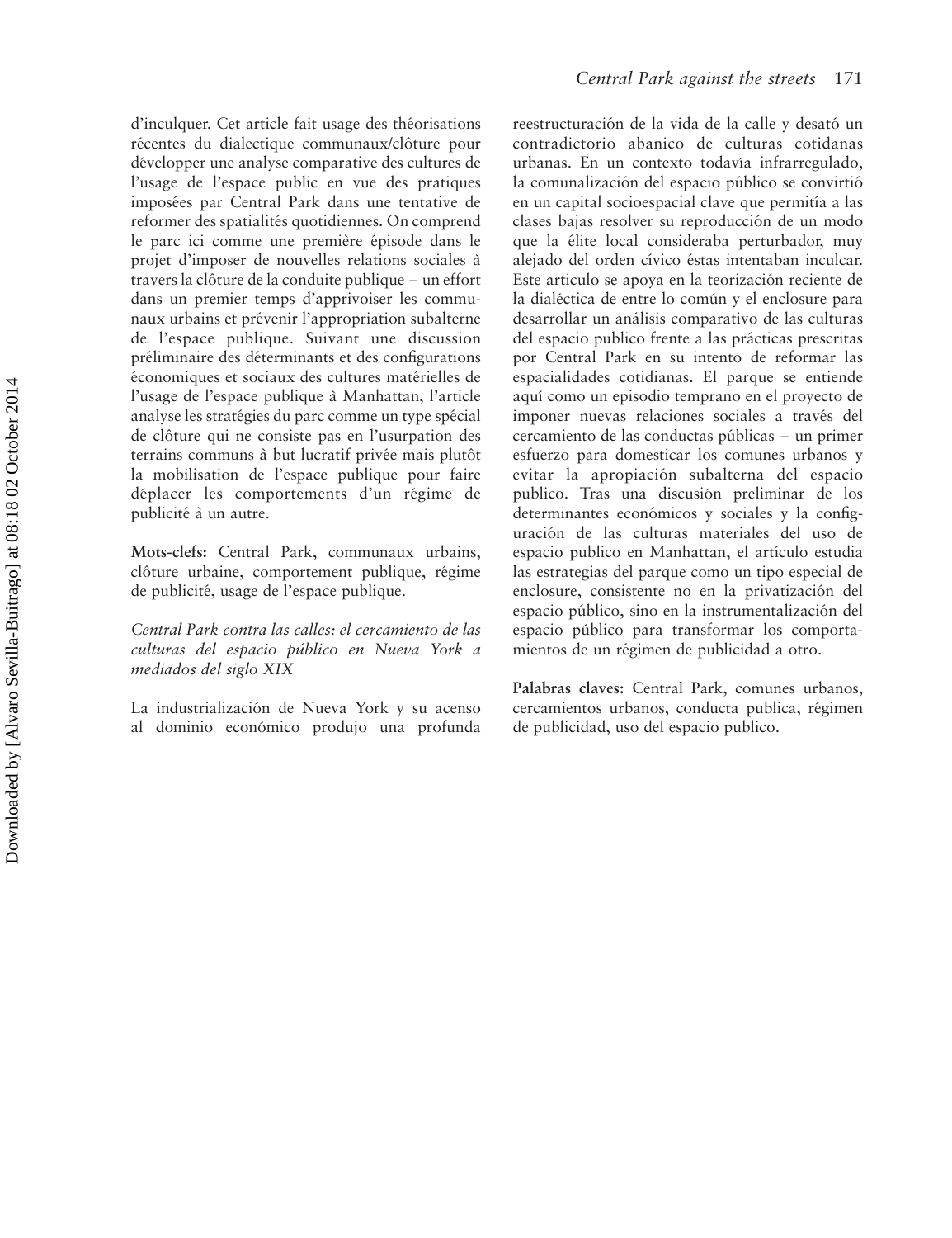d'inculquer. Cet article fait usage des théorisations récentes du dialectique communaux/clôture pour développer une analyse comparative des cultures de l'usage de l'espace public en vue des pratiques imposées par Central Park dans une tentative de reformer des spatialités quotidiennes. On comprend le parc ici comme une première épisode dans le projet d'imposer de nouvelles relations sociales à travers la clôture de la conduite publique – un effort dans un premier temps d'apprivoiser les communaux urbains et prévenir l'appropriation subalterne de l'espace publique. Suivant une discussion préliminaire des déterminants et des configurations économiques et sociaux des cultures matérielles de l'usage de l'espace publique à Manhattan, l'article analyse les stratégies du parc comme un type spécial de clôture qui ne consiste pas en l'usurpation des terrains communs à but lucratif privée mais plutôt la mobilisation de l'espace publique pour faire déplacer les comportements d'un régime de publicité à un autre.

**Mots-clefs:** Central Park, communaux urbains, clôture urbaine, comportement publique, régime de publicité, usage de l'espace publique.

*Central Park contra las calles: el cercamiento de las culturas del espacio público en Nueva York a mediados del siglo XIX*

La industrialización de Nueva York y su acenso al dominio económico produjo una profunda reestructuración de la vida de la calle y desató un contradictorio abanico de culturas cotidanas urbanas. En un contexto todavía infrarregulado, la comunalización del espacio público se convirtió en un capital socioespacial clave que permitía a las clases bajas resolver su reproducción de un modo que la élite local consideraba perturbador, muy alejado del orden cívico éstas intentaban inculcar. Este articulo se apoya en la teorización reciente de la dialéctica de entre lo común y el enclosure para desarrollar un análisis comparativo de las culturas del espacio publico frente a las prácticas prescritas por Central Park en su intento de reformar las espacialidades cotidianas. El parque se entiende aquí como un episodio temprano en el proyecto de imponer nuevas relaciones sociales a través del cercamiento de las conductas públicas – un primer esfuerzo para domesticar los comunes urbanos y evitar la apropiación subalterna del espacio publico. Tras una discusión preliminar de los determinantes económicos y sociales y la configuración de las culturas materiales del uso de espacio publico en Manhattan, el artículo estudia las estrategias del parque como un tipo especial de enclosure, consistente no en la privatización del espacio público, sino en la instrumentalización del espacio público para transformar los comportamientos de un régimen de publicidad a otro.

**Palabras claves:** Central Park, comunes urbanos, cercamientos urbanos, conducta publica, régimen de publicidad, uso del espacio publico.